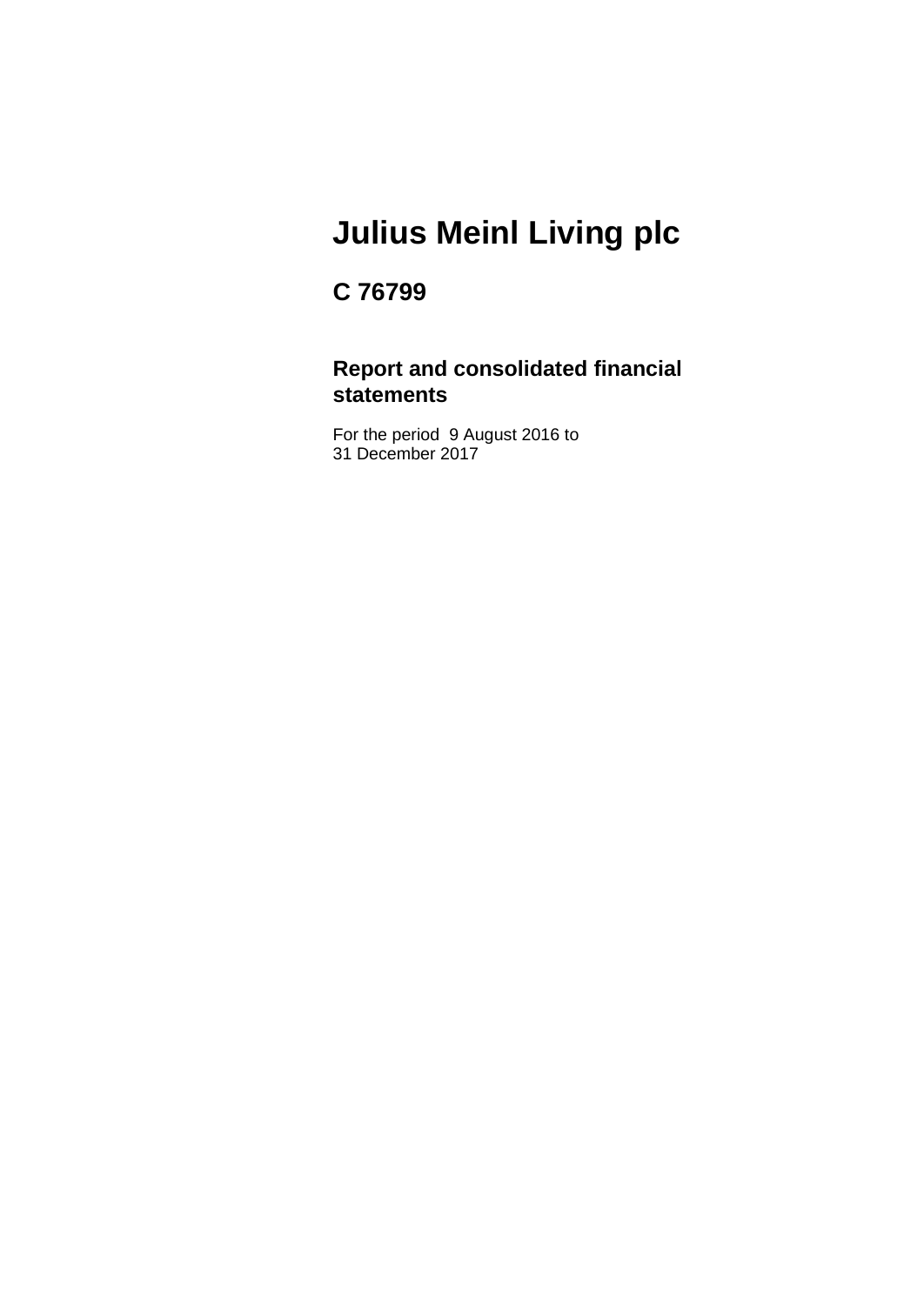# Julius Meinl Living plc

## C 76799

### Report and consolidated financial statements

For the period 9 August 2016 to
31 December 2017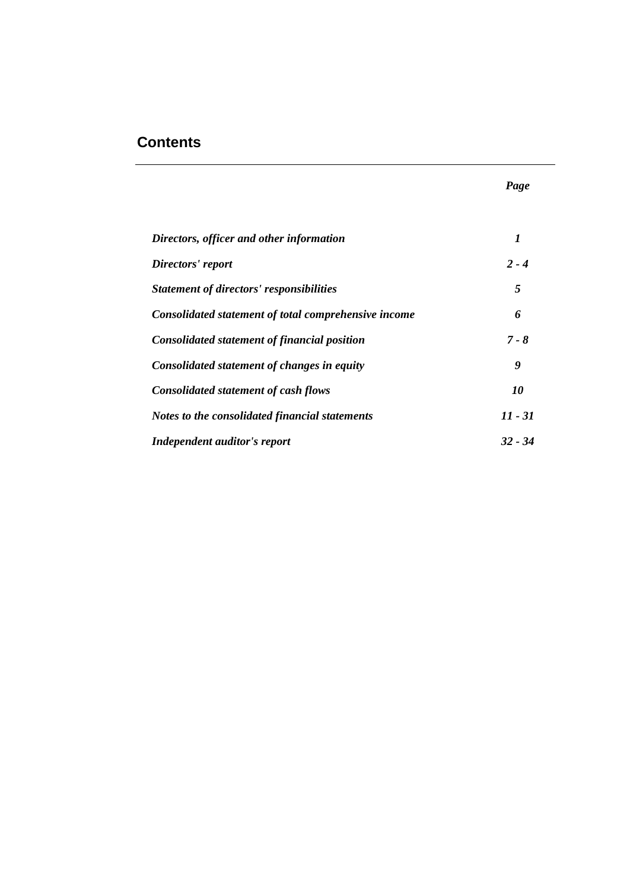## Contents

| | *Page* |
|---|---|
| ***Directors, officer and other information*** | ***1*** |
| ***Directors' report*** | ***2 - 4*** |
| ***Statement of directors' responsibilities*** | ***5*** |
| ***Consolidated statement of total comprehensive income*** | ***6*** |
| ***Consolidated statement of financial position*** | ***7 - 8*** |
| ***Consolidated statement of changes in equity*** | ***9*** |
| ***Consolidated statement of cash flows*** | ***10*** |
| ***Notes to the consolidated financial statements*** | ***11 - 31*** |
| ***Independent auditor's report*** | ***32 - 34*** |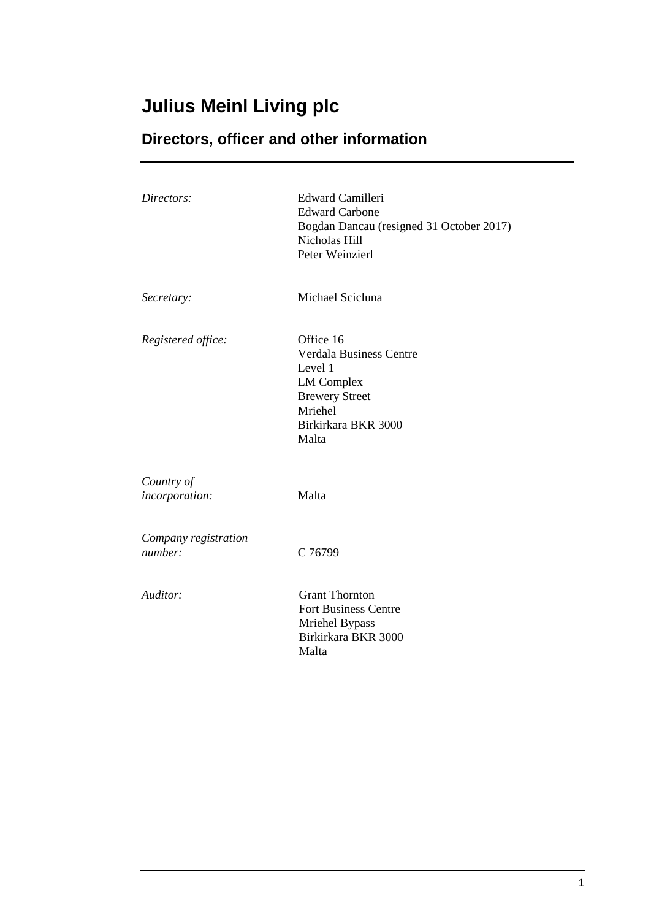# Julius Meinl Living plc

## Directors, officer and other information

| | |
|---|---|
| *Directors:* | Edward Camilleri<br>Edward Carbone<br>Bogdan Dancau (resigned 31 October 2017)<br>Nicholas Hill<br>Peter Weinzierl |
| *Secretary:* | Michael Scicluna |
| *Registered office:* | Office 16<br>Verdala Business Centre<br>Level 1<br>LM Complex<br>Brewery Street<br>Mriehel<br>Birkirkara BKR 3000<br>Malta |
| *Country of incorporation:* | Malta |
| *Company registration number:* | C 76799 |
| *Auditor:* | Grant Thornton<br>Fort Business Centre<br>Mriehel Bypass<br>Birkirkara BKR 3000<br>Malta |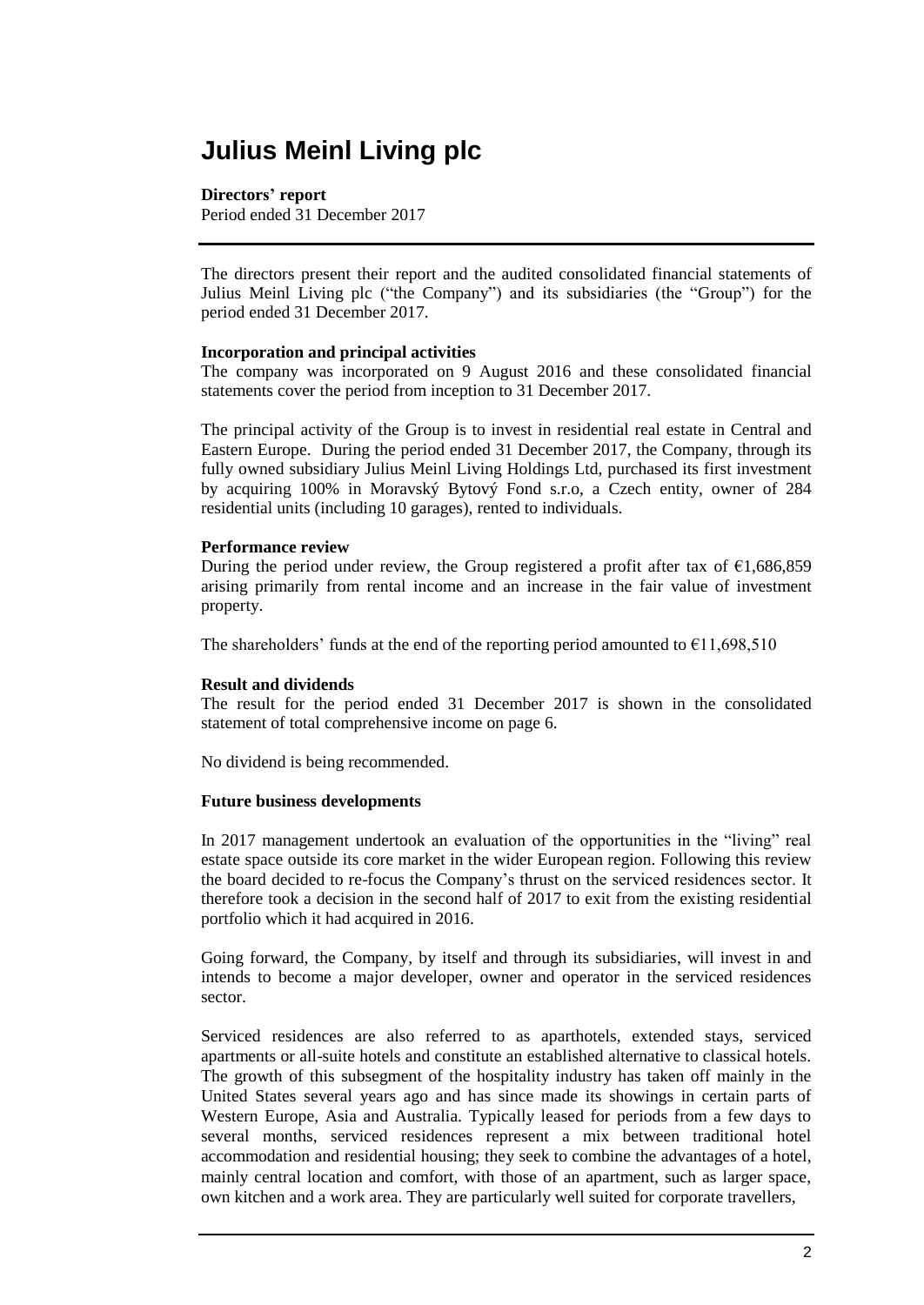# Julius Meinl Living plc

**Directors' report**
Period ended 31 December 2017

The directors present their report and the audited consolidated financial statements of Julius Meinl Living plc ("the Company") and its subsidiaries (the "Group") for the period ended 31 December 2017.

**Incorporation and principal activities**
The company was incorporated on 9 August 2016 and these consolidated financial statements cover the period from inception to 31 December 2017.

The principal activity of the Group is to invest in residential real estate in Central and Eastern Europe. During the period ended 31 December 2017, the Company, through its fully owned subsidiary Julius Meinl Living Holdings Ltd, purchased its first investment by acquiring 100% in Moravský Bytový Fond s.r.o, a Czech entity, owner of 284 residential units (including 10 garages), rented to individuals.

**Performance review**
During the period under review, the Group registered a profit after tax of €1,686,859 arising primarily from rental income and an increase in the fair value of investment property.

The shareholders' funds at the end of the reporting period amounted to €11,698,510

**Result and dividends**
The result for the period ended 31 December 2017 is shown in the consolidated statement of total comprehensive income on page 6.

No dividend is being recommended.

**Future business developments**

In 2017 management undertook an evaluation of the opportunities in the "living" real estate space outside its core market in the wider European region. Following this review the board decided to re-focus the Company's thrust on the serviced residences sector. It therefore took a decision in the second half of 2017 to exit from the existing residential portfolio which it had acquired in 2016.

Going forward, the Company, by itself and through its subsidiaries, will invest in and intends to become a major developer, owner and operator in the serviced residences sector.

Serviced residences are also referred to as aparthotels, extended stays, serviced apartments or all-suite hotels and constitute an established alternative to classical hotels. The growth of this subsegment of the hospitality industry has taken off mainly in the United States several years ago and has since made its showings in certain parts of Western Europe, Asia and Australia. Typically leased for periods from a few days to several months, serviced residences represent a mix between traditional hotel accommodation and residential housing; they seek to combine the advantages of a hotel, mainly central location and comfort, with those of an apartment, such as larger space, own kitchen and a work area. They are particularly well suited for corporate travellers,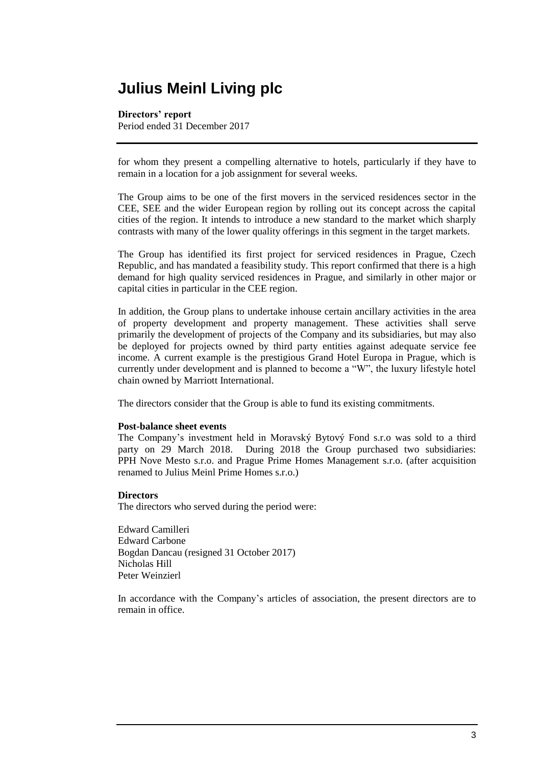for whom they present a compelling alternative to hotels, particularly if they have to remain in a location for a job assignment for several weeks.

The Group aims to be one of the first movers in the serviced residences sector in the CEE, SEE and the wider European region by rolling out its concept across the capital cities of the region. It intends to introduce a new standard to the market which sharply contrasts with many of the lower quality offerings in this segment in the target markets.

The Group has identified its first project for serviced residences in Prague, Czech Republic, and has mandated a feasibility study. This report confirmed that there is a high demand for high quality serviced residences in Prague, and similarly in other major or capital cities in particular in the CEE region.

In addition, the Group plans to undertake inhouse certain ancillary activities in the area of property development and property management. These activities shall serve primarily the development of projects of the Company and its subsidiaries, but may also be deployed for projects owned by third party entities against adequate service fee income. A current example is the prestigious Grand Hotel Europa in Prague, which is currently under development and is planned to become a "W", the luxury lifestyle hotel chain owned by Marriott International.

The directors consider that the Group is able to fund its existing commitments.

**Post-balance sheet events**

The Company's investment held in Moravský Bytový Fond s.r.o was sold to a third party on 29 March 2018. During 2018 the Group purchased two subsidiaries: PPH Nove Mesto s.r.o. and Prague Prime Homes Management s.r.o. (after acquisition renamed to Julius Meinl Prime Homes s.r.o.)

**Directors**

The directors who served during the period were:

Edward Camilleri
Edward Carbone
Bogdan Dancau (resigned 31 October 2017)
Nicholas Hill
Peter Weinzierl

In accordance with the Company's articles of association, the present directors are to remain in office.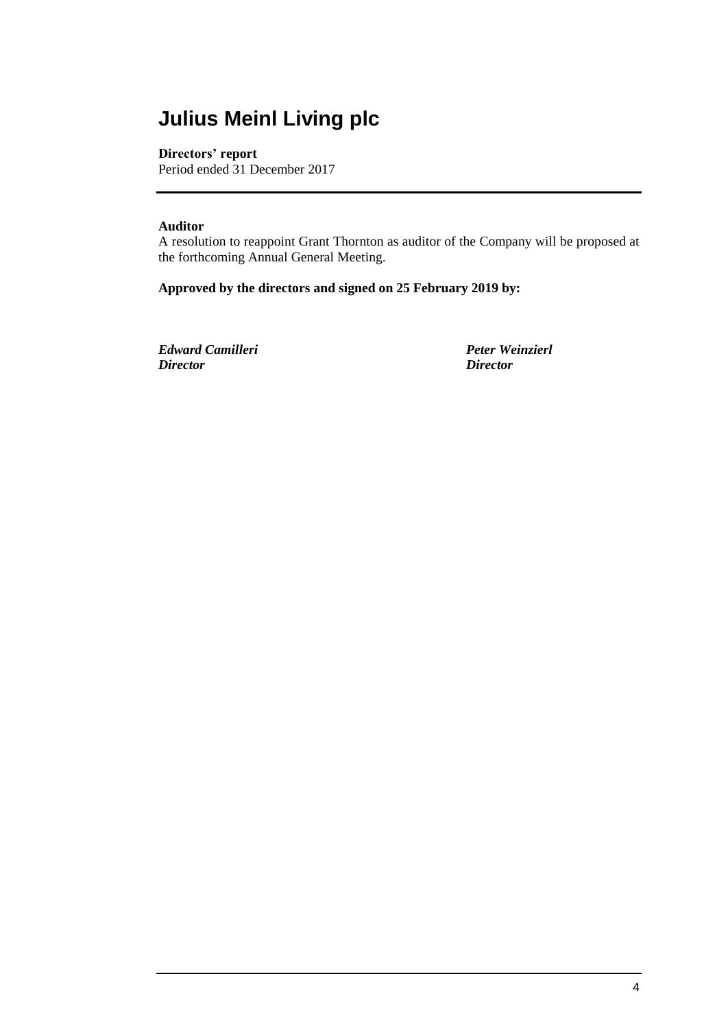# Julius Meinl Living plc

**Directors' report**
Period ended 31 December 2017

**Auditor**
A resolution to reappoint Grant Thornton as auditor of the Company will be proposed at the forthcoming Annual General Meeting.

**Approved by the directors and signed on 25 February 2019 by:**

***Edward Camilleri***
***Director***

***Peter Weinzierl***
***Director***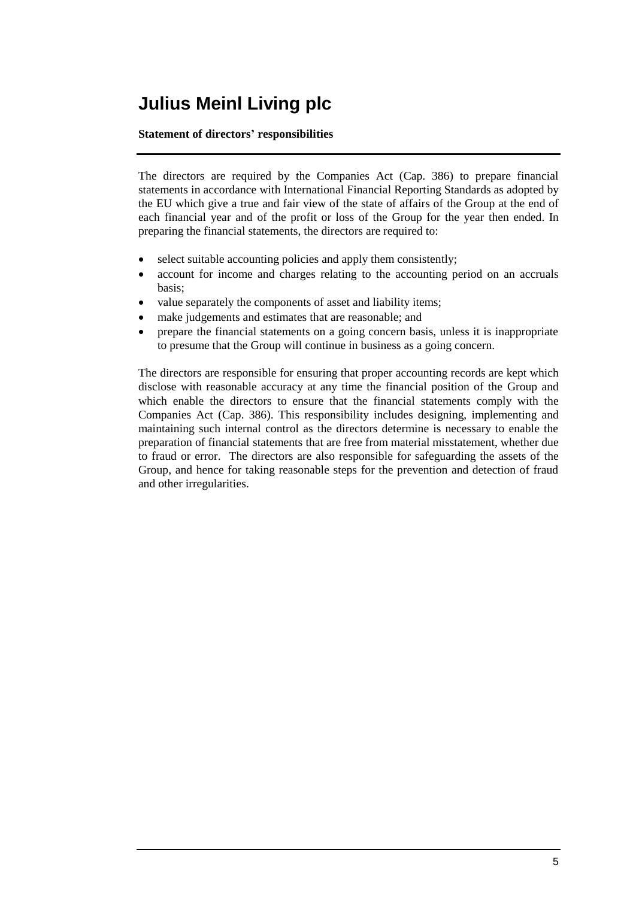# Julius Meinl Living plc

**Statement of directors' responsibilities**

The directors are required by the Companies Act (Cap. 386) to prepare financial statements in accordance with International Financial Reporting Standards as adopted by the EU which give a true and fair view of the state of affairs of the Group at the end of each financial year and of the profit or loss of the Group for the year then ended. In preparing the financial statements, the directors are required to:

- select suitable accounting policies and apply them consistently;
- account for income and charges relating to the accounting period on an accruals basis;
- value separately the components of asset and liability items;
- make judgements and estimates that are reasonable; and
- prepare the financial statements on a going concern basis, unless it is inappropriate to presume that the Group will continue in business as a going concern.

The directors are responsible for ensuring that proper accounting records are kept which disclose with reasonable accuracy at any time the financial position of the Group and which enable the directors to ensure that the financial statements comply with the Companies Act (Cap. 386). This responsibility includes designing, implementing and maintaining such internal control as the directors determine is necessary to enable the preparation of financial statements that are free from material misstatement, whether due to fraud or error. The directors are also responsible for safeguarding the assets of the Group, and hence for taking reasonable steps for the prevention and detection of fraud and other irregularities.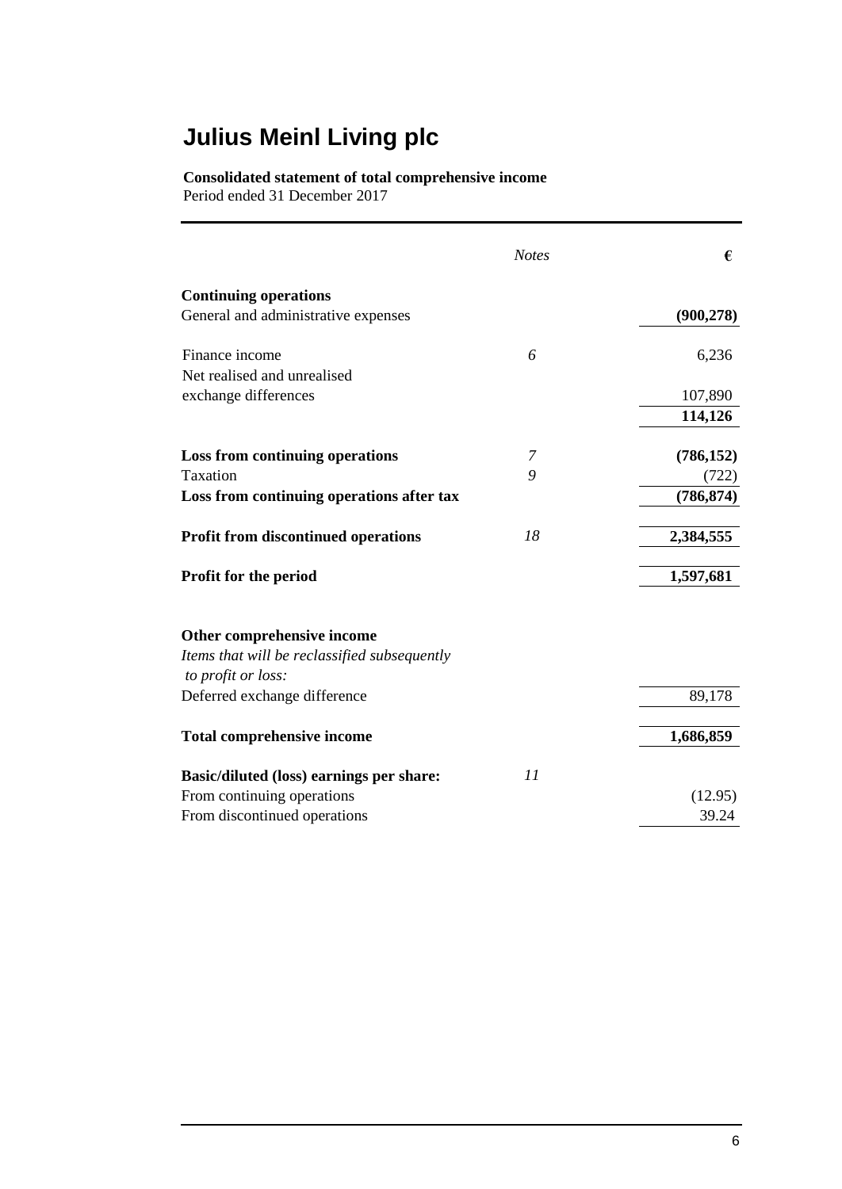# Julius Meinl Living plc

**Consolidated statement of total comprehensive income**
Period ended 31 December 2017

| | *Notes* | € |
|---|---|---|
| **Continuing operations** | | |
| General and administrative expenses | | **(900,278)** |
| Finance income | *6* | 6,236 |
| Net realised and unrealised exchange differences | | 107,890 |
| | | **114,126** |
| **Loss from continuing operations** | *7* | **(786,152)** |
| Taxation | *9* | (722) |
| **Loss from continuing operations after tax** | | **(786,874)** |
| **Profit from discontinued operations** | *18* | **2,384,555** |
| **Profit for the period** | | **1,597,681** |
| **Other comprehensive income** | | |
| *Items that will be reclassified subsequently to profit or loss:* | | |
| Deferred exchange difference | | 89,178 |
| **Total comprehensive income** | | **1,686,859** |
| **Basic/diluted (loss) earnings per share:** | *11* | |
| From continuing operations | | (12.95) |
| From discontinued operations | | 39.24 |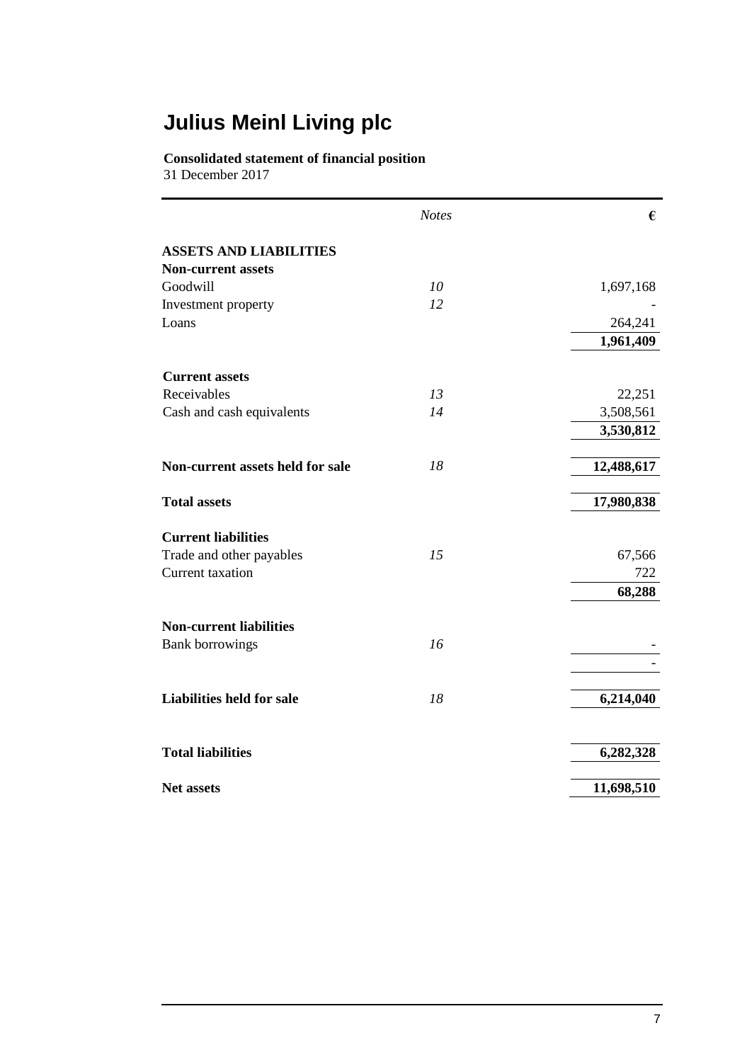# Julius Meinl Living plc

**Consolidated statement of financial position**
31 December 2017

| | *Notes* | € |
|---|---|---|
| **ASSETS AND LIABILITIES** | | |
| **Non-current assets** | | |
| Goodwill | *10* | 1,697,168 |
| Investment property | *12* | - |
| Loans | | 264,241 |
| | | **1,961,409** |
| **Current assets** | | |
| Receivables | *13* | 22,251 |
| Cash and cash equivalents | *14* | 3,508,561 |
| | | **3,530,812** |
| **Non-current assets held for sale** | *18* | **12,488,617** |
| **Total assets** | | **17,980,838** |
| **Current liabilities** | | |
| Trade and other payables | *15* | 67,566 |
| Current taxation | | 722 |
| | | **68,288** |
| **Non-current liabilities** | | |
| Bank borrowings | *16* | - |
| | | - |
| **Liabilities held for sale** | *18* | **6,214,040** |
| **Total liabilities** | | **6,282,328** |
| **Net assets** | | **11,698,510** |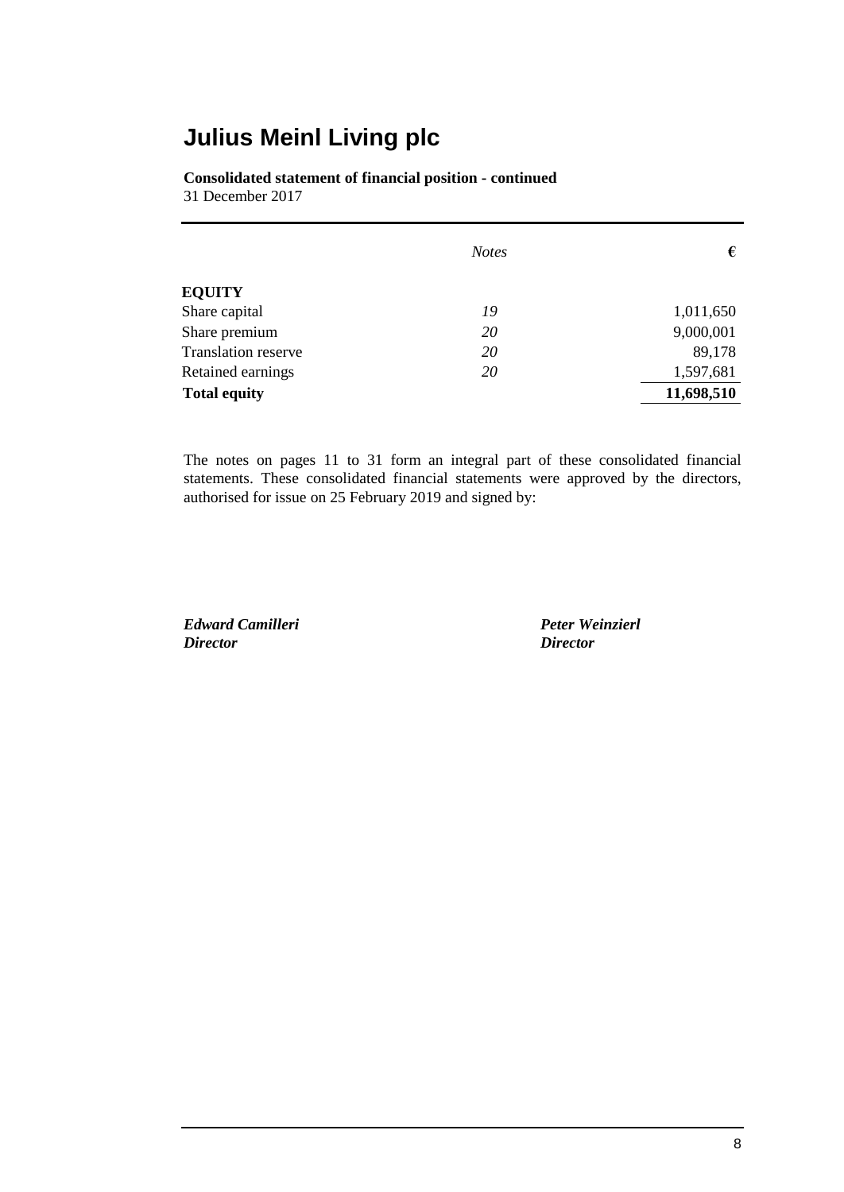# Julius Meinl Living plc

**Consolidated statement of financial position - continued**
31 December 2017

| | *Notes* | € |
|---|---|---|
| **EQUITY** | | |
| Share capital | *19* | 1,011,650 |
| Share premium | *20* | 9,000,001 |
| Translation reserve | *20* | 89,178 |
| Retained earnings | *20* | 1,597,681 |
| **Total equity** | | **11,698,510** |

The notes on pages 11 to 31 form an integral part of these consolidated financial statements. These consolidated financial statements were approved by the directors, authorised for issue on 25 February 2019 and signed by:

***Edward Camilleri***
***Director***

***Peter Weinzierl***
***Director***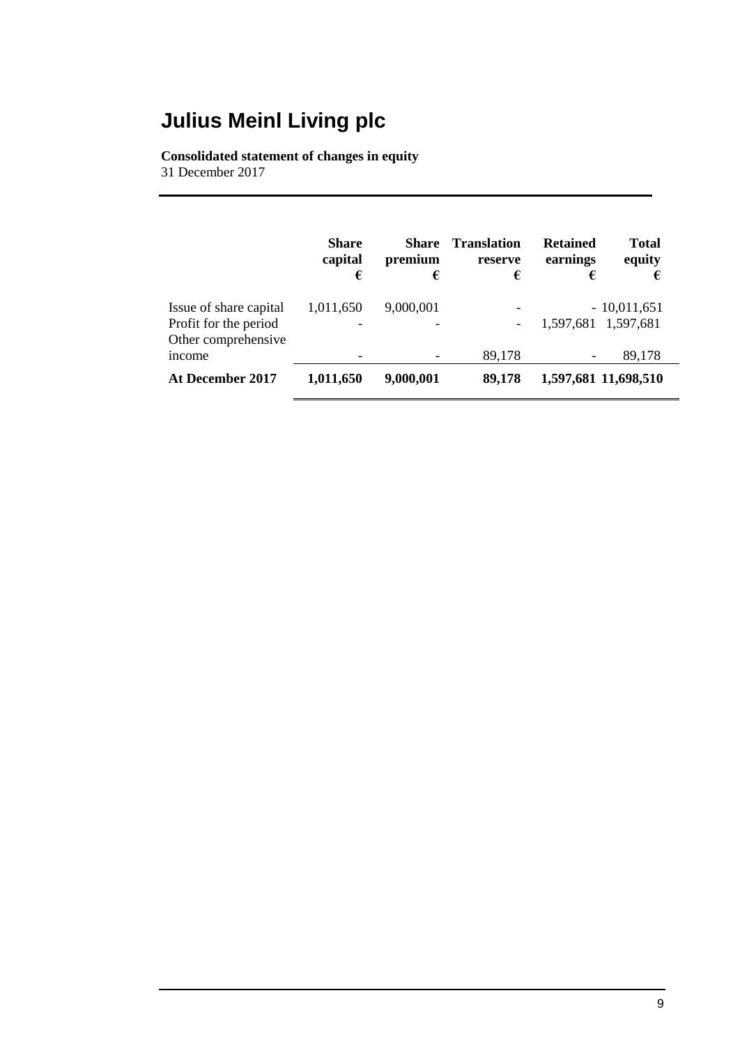# Julius Meinl Living plc

**Consolidated statement of changes in equity**
31 December 2017

| | **Share capital €** | **Share premium €** | **Translation reserve €** | **Retained earnings €** | **Total equity €** |
|---|---|---|---|---|---|
| Issue of share capital | 1,011,650 | 9,000,001 | - | - | 10,011,651 |
| Profit for the period | - | - | - | 1,597,681 | 1,597,681 |
| Other comprehensive income | - | - | 89,178 | - | 89,178 |
| **At December 2017** | **1,011,650** | **9,000,001** | **89,178** | **1,597,681** | **11,698,510** |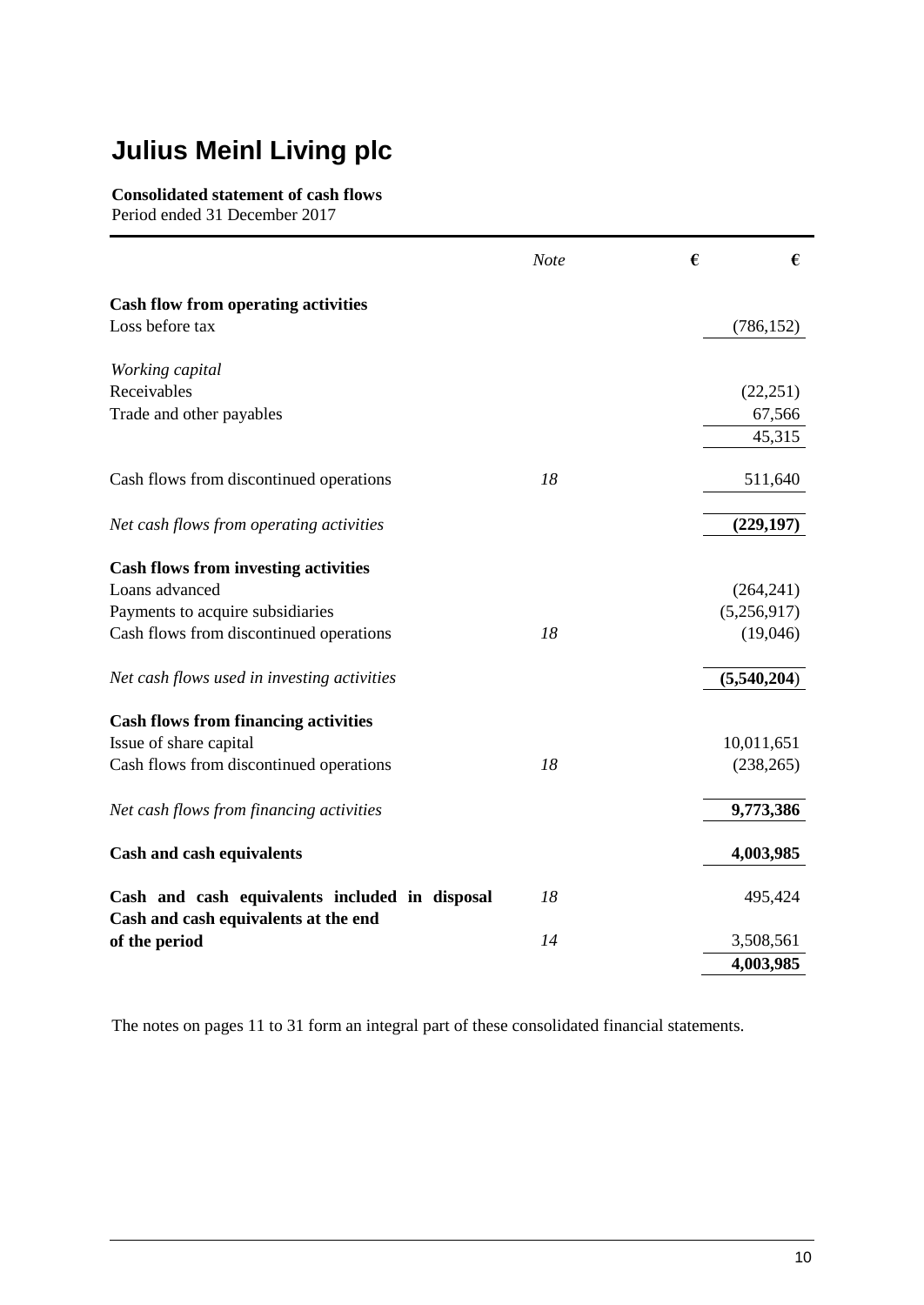# Julius Meinl Living plc

**Consolidated statement of cash flows**
Period ended 31 December 2017

| | *Note* | € | € |
|---|---|---|---|
| **Cash flow from operating activities** | | | |
| Loss before tax | | | (786,152) |
| *Working capital* | | | |
| Receivables | | | (22,251) |
| Trade and other payables | | | 67,566 |
| | | | 45,315 |
| Cash flows from discontinued operations | *18* | | 511,640 |
| *Net cash flows from operating activities* | | | **(229,197)** |
| **Cash flows from investing activities** | | | |
| Loans advanced | | | (264,241) |
| Payments to acquire subsidiaries | | | (5,256,917) |
| Cash flows from discontinued operations | *18* | | (19,046) |
| *Net cash flows used in investing activities* | | | **(5,540,204)** |
| **Cash flows from financing activities** | | | |
| Issue of share capital | | | 10,011,651 |
| Cash flows from discontinued operations | *18* | | (238,265) |
| *Net cash flows from financing activities* | | | **9,773,386** |
| **Cash and cash equivalents** | | | **4,003,985** |
| **Cash and cash equivalents included in disposal** | *18* | | 495,424 |
| **Cash and cash equivalents at the end of the period** | *14* | | 3,508,561 |
| | | | **4,003,985** |

The notes on pages 11 to 31 form an integral part of these consolidated financial statements.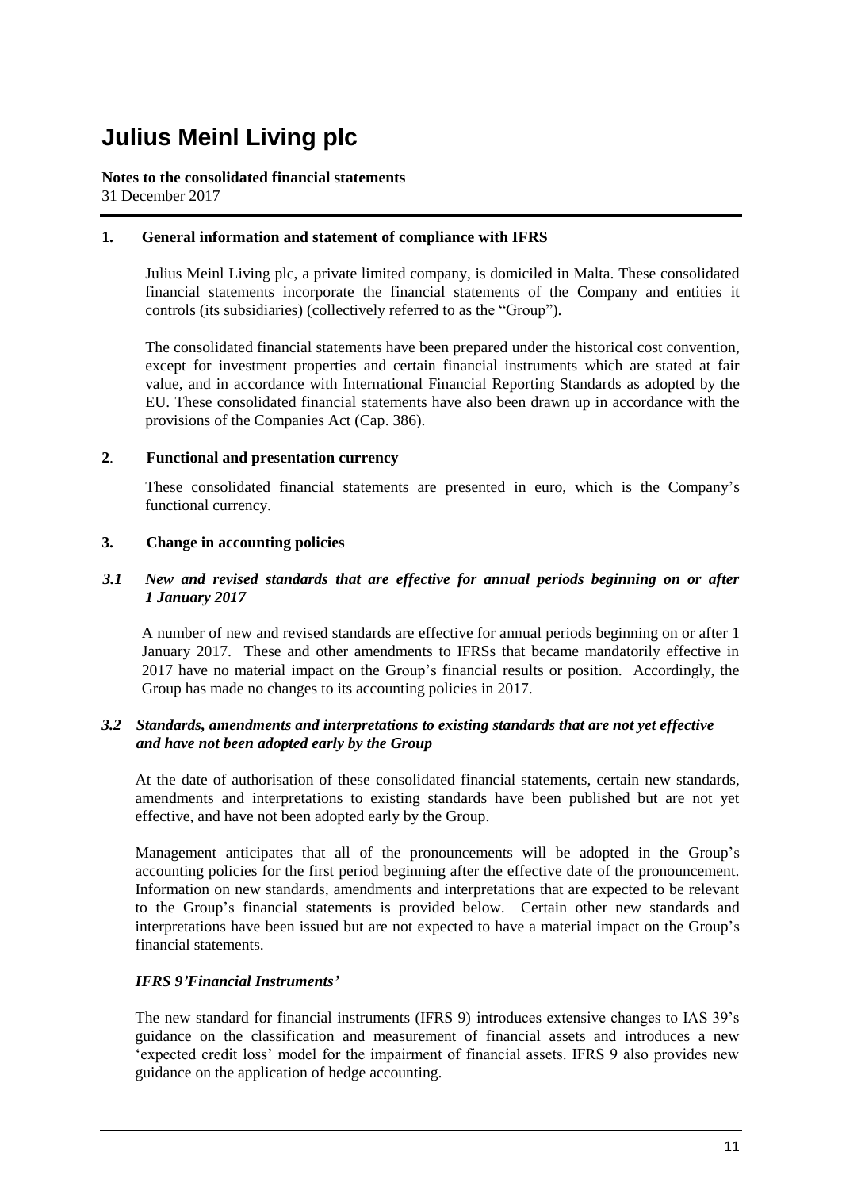# Julius Meinl Living plc

**Notes to the consolidated financial statements**
31 December 2017

## 1. General information and statement of compliance with IFRS

Julius Meinl Living plc, a private limited company, is domiciled in Malta. These consolidated financial statements incorporate the financial statements of the Company and entities it controls (its subsidiaries) (collectively referred to as the "Group").

The consolidated financial statements have been prepared under the historical cost convention, except for investment properties and certain financial instruments which are stated at fair value, and in accordance with International Financial Reporting Standards as adopted by the EU. These consolidated financial statements have also been drawn up in accordance with the provisions of the Companies Act (Cap. 386).

## 2. Functional and presentation currency

These consolidated financial statements are presented in euro, which is the Company's functional currency.

## 3. Change in accounting policies

### *3.1 New and revised standards that are effective for annual periods beginning on or after 1 January 2017*

A number of new and revised standards are effective for annual periods beginning on or after 1 January 2017. These and other amendments to IFRSs that became mandatorily effective in 2017 have no material impact on the Group's financial results or position. Accordingly, the Group has made no changes to its accounting policies in 2017.

### *3.2 Standards, amendments and interpretations to existing standards that are not yet effective and have not been adopted early by the Group*

At the date of authorisation of these consolidated financial statements, certain new standards, amendments and interpretations to existing standards have been published but are not yet effective, and have not been adopted early by the Group.

Management anticipates that all of the pronouncements will be adopted in the Group's accounting policies for the first period beginning after the effective date of the pronouncement. Information on new standards, amendments and interpretations that are expected to be relevant to the Group's financial statements is provided below. Certain other new standards and interpretations have been issued but are not expected to have a material impact on the Group's financial statements.

***IFRS 9'Financial Instruments'***

The new standard for financial instruments (IFRS 9) introduces extensive changes to IAS 39's guidance on the classification and measurement of financial assets and introduces a new 'expected credit loss' model for the impairment of financial assets. IFRS 9 also provides new guidance on the application of hedge accounting.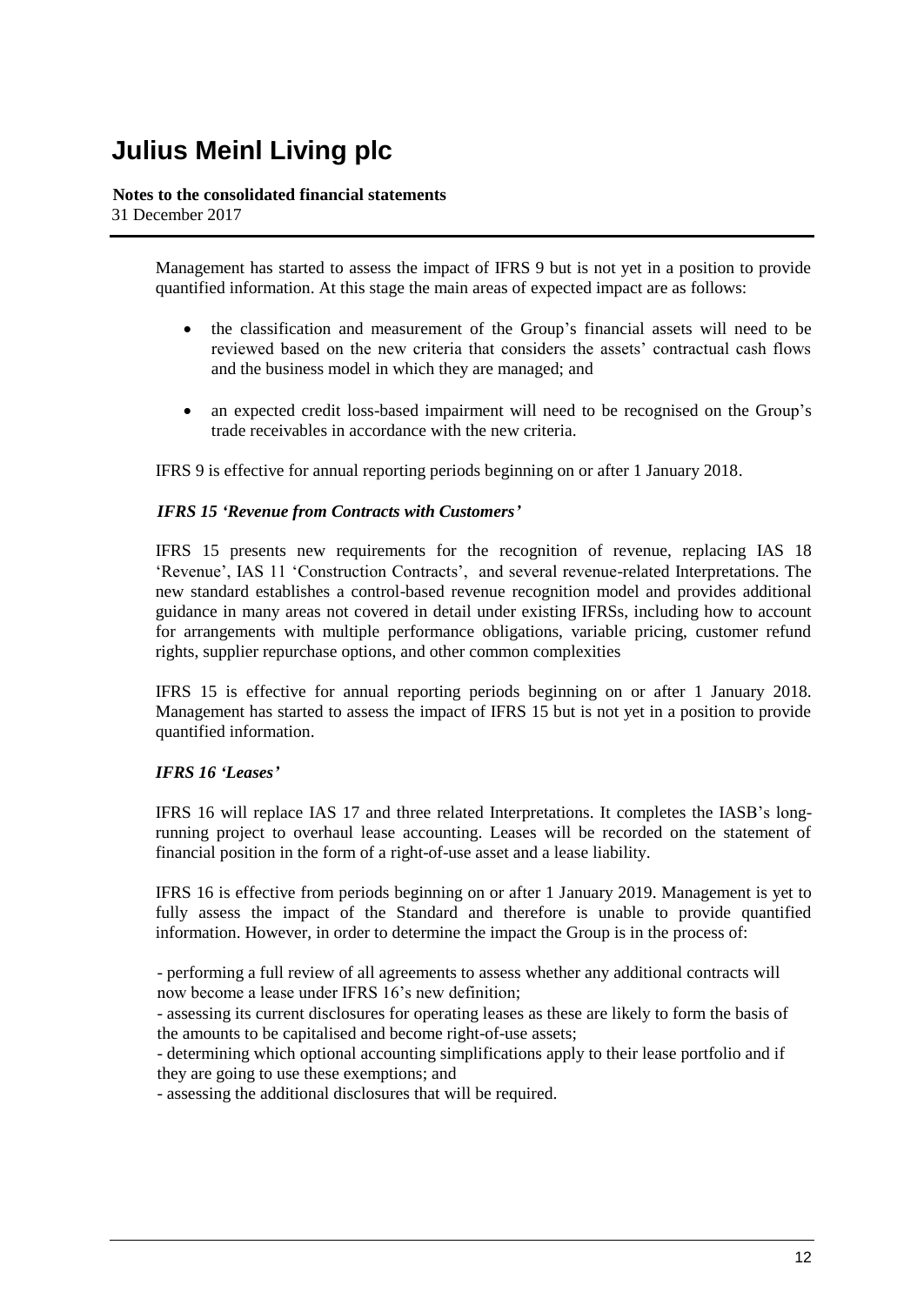Management has started to assess the impact of IFRS 9 but is not yet in a position to provide quantified information. At this stage the main areas of expected impact are as follows:

- the classification and measurement of the Group's financial assets will need to be reviewed based on the new criteria that considers the assets' contractual cash flows and the business model in which they are managed; and
- an expected credit loss-based impairment will need to be recognised on the Group's trade receivables in accordance with the new criteria.

IFRS 9 is effective for annual reporting periods beginning on or after 1 January 2018.

***IFRS 15 'Revenue from Contracts with Customers'***

IFRS 15 presents new requirements for the recognition of revenue, replacing IAS 18 'Revenue', IAS 11 'Construction Contracts', and several revenue-related Interpretations. The new standard establishes a control-based revenue recognition model and provides additional guidance in many areas not covered in detail under existing IFRSs, including how to account for arrangements with multiple performance obligations, variable pricing, customer refund rights, supplier repurchase options, and other common complexities

IFRS 15 is effective for annual reporting periods beginning on or after 1 January 2018. Management has started to assess the impact of IFRS 15 but is not yet in a position to provide quantified information.

***IFRS 16 'Leases'***

IFRS 16 will replace IAS 17 and three related Interpretations. It completes the IASB's long-running project to overhaul lease accounting. Leases will be recorded on the statement of financial position in the form of a right-of-use asset and a lease liability.

IFRS 16 is effective from periods beginning on or after 1 January 2019. Management is yet to fully assess the impact of the Standard and therefore is unable to provide quantified information. However, in order to determine the impact the Group is in the process of:

- performing a full review of all agreements to assess whether any additional contracts will now become a lease under IFRS 16's new definition;
- assessing its current disclosures for operating leases as these are likely to form the basis of the amounts to be capitalised and become right-of-use assets;
- determining which optional accounting simplifications apply to their lease portfolio and if they are going to use these exemptions; and
- assessing the additional disclosures that will be required.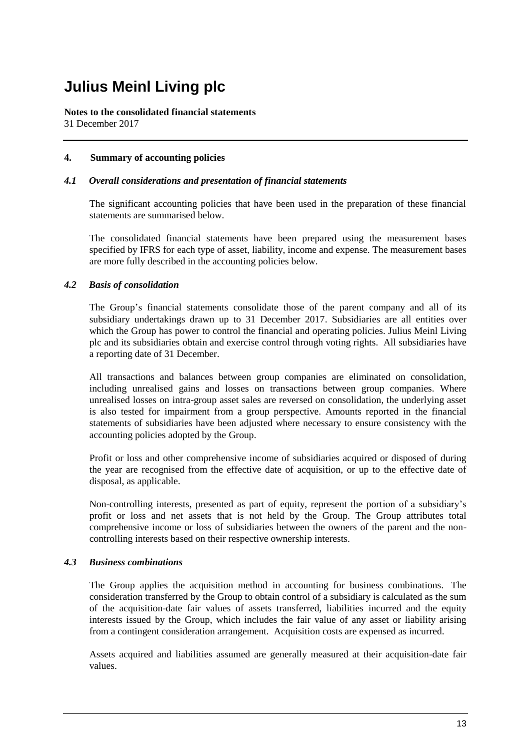# Julius Meinl Living plc

**Notes to the consolidated financial statements**
31 December 2017

## 4. Summary of accounting policies

### *4.1 Overall considerations and presentation of financial statements*

The significant accounting policies that have been used in the preparation of these financial statements are summarised below.

The consolidated financial statements have been prepared using the measurement bases specified by IFRS for each type of asset, liability, income and expense. The measurement bases are more fully described in the accounting policies below.

### *4.2 Basis of consolidation*

The Group's financial statements consolidate those of the parent company and all of its subsidiary undertakings drawn up to 31 December 2017. Subsidiaries are all entities over which the Group has power to control the financial and operating policies. Julius Meinl Living plc and its subsidiaries obtain and exercise control through voting rights. All subsidiaries have a reporting date of 31 December.

All transactions and balances between group companies are eliminated on consolidation, including unrealised gains and losses on transactions between group companies. Where unrealised losses on intra-group asset sales are reversed on consolidation, the underlying asset is also tested for impairment from a group perspective. Amounts reported in the financial statements of subsidiaries have been adjusted where necessary to ensure consistency with the accounting policies adopted by the Group.

Profit or loss and other comprehensive income of subsidiaries acquired or disposed of during the year are recognised from the effective date of acquisition, or up to the effective date of disposal, as applicable.

Non-controlling interests, presented as part of equity, represent the portion of a subsidiary's profit or loss and net assets that is not held by the Group. The Group attributes total comprehensive income or loss of subsidiaries between the owners of the parent and the non-controlling interests based on their respective ownership interests.

### *4.3 Business combinations*

The Group applies the acquisition method in accounting for business combinations. The consideration transferred by the Group to obtain control of a subsidiary is calculated as the sum of the acquisition-date fair values of assets transferred, liabilities incurred and the equity interests issued by the Group, which includes the fair value of any asset or liability arising from a contingent consideration arrangement. Acquisition costs are expensed as incurred.

Assets acquired and liabilities assumed are generally measured at their acquisition-date fair values.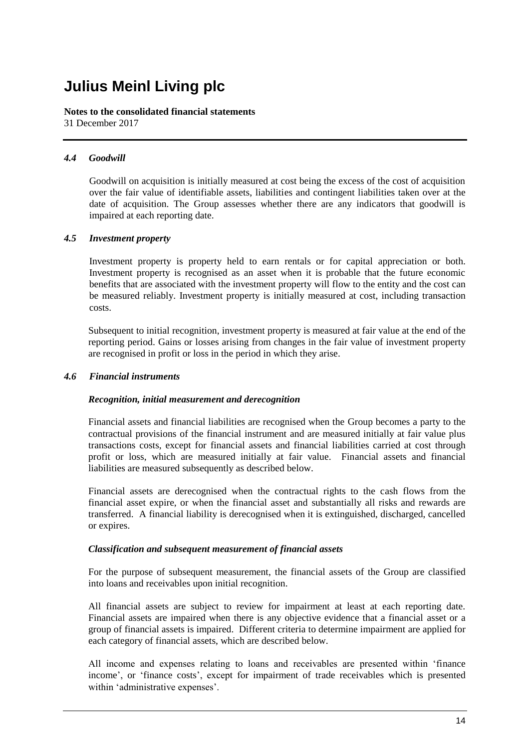# Julius Meinl Living plc

**Notes to the consolidated financial statements**
31 December 2017

### *4.4 Goodwill*

Goodwill on acquisition is initially measured at cost being the excess of the cost of acquisition over the fair value of identifiable assets, liabilities and contingent liabilities taken over at the date of acquisition. The Group assesses whether there are any indicators that goodwill is impaired at each reporting date.

### *4.5 Investment property*

Investment property is property held to earn rentals or for capital appreciation or both. Investment property is recognised as an asset when it is probable that the future economic benefits that are associated with the investment property will flow to the entity and the cost can be measured reliably. Investment property is initially measured at cost, including transaction costs.

Subsequent to initial recognition, investment property is measured at fair value at the end of the reporting period. Gains or losses arising from changes in the fair value of investment property are recognised in profit or loss in the period in which they arise.

### *4.6 Financial instruments*

***Recognition, initial measurement and derecognition***

Financial assets and financial liabilities are recognised when the Group becomes a party to the contractual provisions of the financial instrument and are measured initially at fair value plus transactions costs, except for financial assets and financial liabilities carried at cost through profit or loss, which are measured initially at fair value. Financial assets and financial liabilities are measured subsequently as described below.

Financial assets are derecognised when the contractual rights to the cash flows from the financial asset expire, or when the financial asset and substantially all risks and rewards are transferred. A financial liability is derecognised when it is extinguished, discharged, cancelled or expires.

***Classification and subsequent measurement of financial assets***

For the purpose of subsequent measurement, the financial assets of the Group are classified into loans and receivables upon initial recognition.

All financial assets are subject to review for impairment at least at each reporting date. Financial assets are impaired when there is any objective evidence that a financial asset or a group of financial assets is impaired. Different criteria to determine impairment are applied for each category of financial assets, which are described below.

All income and expenses relating to loans and receivables are presented within 'finance income', or 'finance costs', except for impairment of trade receivables which is presented within 'administrative expenses'.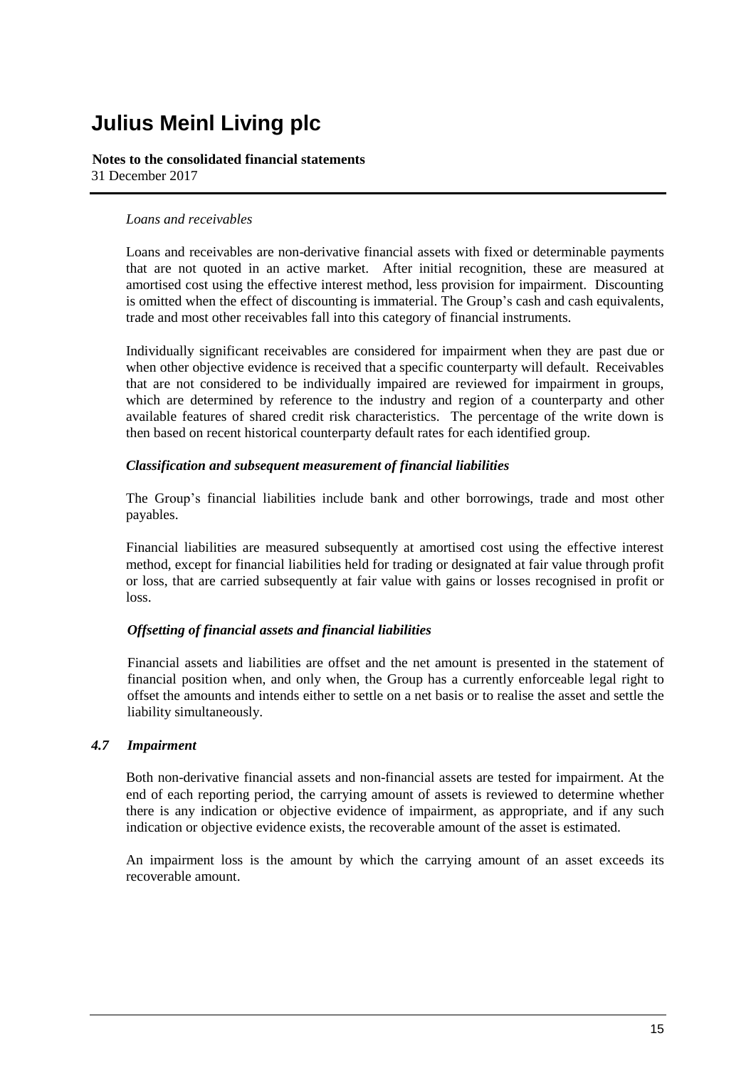*Loans and receivables*

Loans and receivables are non-derivative financial assets with fixed or determinable payments that are not quoted in an active market. After initial recognition, these are measured at amortised cost using the effective interest method, less provision for impairment. Discounting is omitted when the effect of discounting is immaterial. The Group's cash and cash equivalents, trade and most other receivables fall into this category of financial instruments.

Individually significant receivables are considered for impairment when they are past due or when other objective evidence is received that a specific counterparty will default. Receivables that are not considered to be individually impaired are reviewed for impairment in groups, which are determined by reference to the industry and region of a counterparty and other available features of shared credit risk characteristics. The percentage of the write down is then based on recent historical counterparty default rates for each identified group.

***Classification and subsequent measurement of financial liabilities***

The Group's financial liabilities include bank and other borrowings, trade and most other payables.

Financial liabilities are measured subsequently at amortised cost using the effective interest method, except for financial liabilities held for trading or designated at fair value through profit or loss, that are carried subsequently at fair value with gains or losses recognised in profit or loss.

***Offsetting of financial assets and financial liabilities***

Financial assets and liabilities are offset and the net amount is presented in the statement of financial position when, and only when, the Group has a currently enforceable legal right to offset the amounts and intends either to settle on a net basis or to realise the asset and settle the liability simultaneously.

### *4.7 Impairment*

Both non-derivative financial assets and non-financial assets are tested for impairment. At the end of each reporting period, the carrying amount of assets is reviewed to determine whether there is any indication or objective evidence of impairment, as appropriate, and if any such indication or objective evidence exists, the recoverable amount of the asset is estimated.

An impairment loss is the amount by which the carrying amount of an asset exceeds its recoverable amount.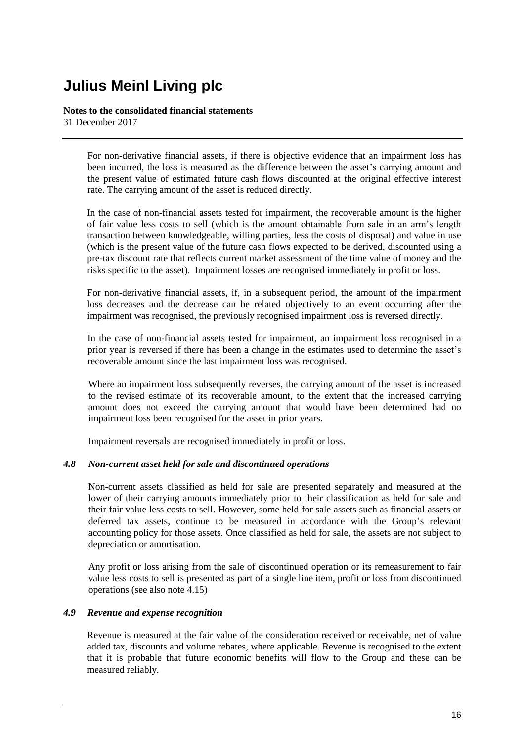For non-derivative financial assets, if there is objective evidence that an impairment loss has been incurred, the loss is measured as the difference between the asset's carrying amount and the present value of estimated future cash flows discounted at the original effective interest rate. The carrying amount of the asset is reduced directly.

In the case of non-financial assets tested for impairment, the recoverable amount is the higher of fair value less costs to sell (which is the amount obtainable from sale in an arm's length transaction between knowledgeable, willing parties, less the costs of disposal) and value in use (which is the present value of the future cash flows expected to be derived, discounted using a pre-tax discount rate that reflects current market assessment of the time value of money and the risks specific to the asset). Impairment losses are recognised immediately in profit or loss.

For non-derivative financial assets, if, in a subsequent period, the amount of the impairment loss decreases and the decrease can be related objectively to an event occurring after the impairment was recognised, the previously recognised impairment loss is reversed directly.

In the case of non-financial assets tested for impairment, an impairment loss recognised in a prior year is reversed if there has been a change in the estimates used to determine the asset's recoverable amount since the last impairment loss was recognised.

Where an impairment loss subsequently reverses, the carrying amount of the asset is increased to the revised estimate of its recoverable amount, to the extent that the increased carrying amount does not exceed the carrying amount that would have been determined had no impairment loss been recognised for the asset in prior years.

Impairment reversals are recognised immediately in profit or loss.

### *4.8 Non-current asset held for sale and discontinued operations*

Non-current assets classified as held for sale are presented separately and measured at the lower of their carrying amounts immediately prior to their classification as held for sale and their fair value less costs to sell. However, some held for sale assets such as financial assets or deferred tax assets, continue to be measured in accordance with the Group's relevant accounting policy for those assets. Once classified as held for sale, the assets are not subject to depreciation or amortisation.

Any profit or loss arising from the sale of discontinued operation or its remeasurement to fair value less costs to sell is presented as part of a single line item, profit or loss from discontinued operations (see also note 4.15)

### *4.9 Revenue and expense recognition*

Revenue is measured at the fair value of the consideration received or receivable, net of value added tax, discounts and volume rebates, where applicable. Revenue is recognised to the extent that it is probable that future economic benefits will flow to the Group and these can be measured reliably.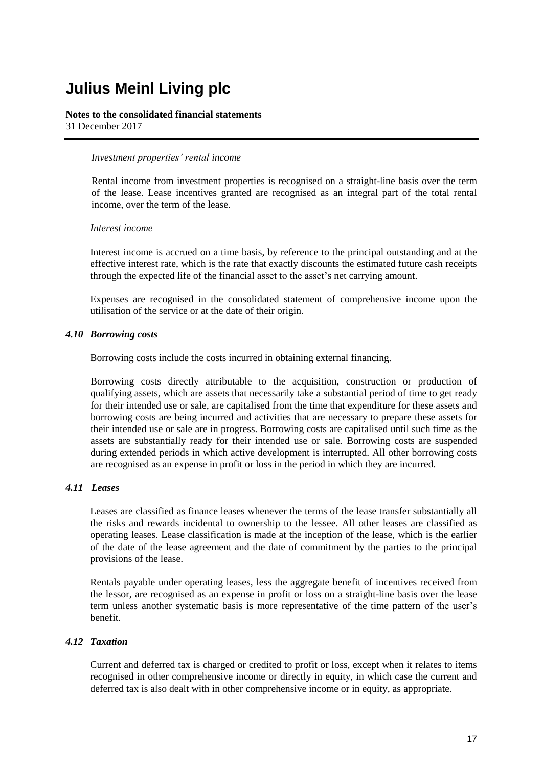*Investment properties' rental income*

Rental income from investment properties is recognised on a straight-line basis over the term of the lease. Lease incentives granted are recognised as an integral part of the total rental income, over the term of the lease.

*Interest income*

Interest income is accrued on a time basis, by reference to the principal outstanding and at the effective interest rate, which is the rate that exactly discounts the estimated future cash receipts through the expected life of the financial asset to the asset's net carrying amount.

Expenses are recognised in the consolidated statement of comprehensive income upon the utilisation of the service or at the date of their origin.

### *4.10 Borrowing costs*

Borrowing costs include the costs incurred in obtaining external financing.

Borrowing costs directly attributable to the acquisition, construction or production of qualifying assets, which are assets that necessarily take a substantial period of time to get ready for their intended use or sale, are capitalised from the time that expenditure for these assets and borrowing costs are being incurred and activities that are necessary to prepare these assets for their intended use or sale are in progress. Borrowing costs are capitalised until such time as the assets are substantially ready for their intended use or sale. Borrowing costs are suspended during extended periods in which active development is interrupted. All other borrowing costs are recognised as an expense in profit or loss in the period in which they are incurred.

### *4.11 Leases*

Leases are classified as finance leases whenever the terms of the lease transfer substantially all the risks and rewards incidental to ownership to the lessee. All other leases are classified as operating leases. Lease classification is made at the inception of the lease, which is the earlier of the date of the lease agreement and the date of commitment by the parties to the principal provisions of the lease.

Rentals payable under operating leases, less the aggregate benefit of incentives received from the lessor, are recognised as an expense in profit or loss on a straight-line basis over the lease term unless another systematic basis is more representative of the time pattern of the user's benefit.

### *4.12 Taxation*

Current and deferred tax is charged or credited to profit or loss, except when it relates to items recognised in other comprehensive income or directly in equity, in which case the current and deferred tax is also dealt with in other comprehensive income or in equity, as appropriate.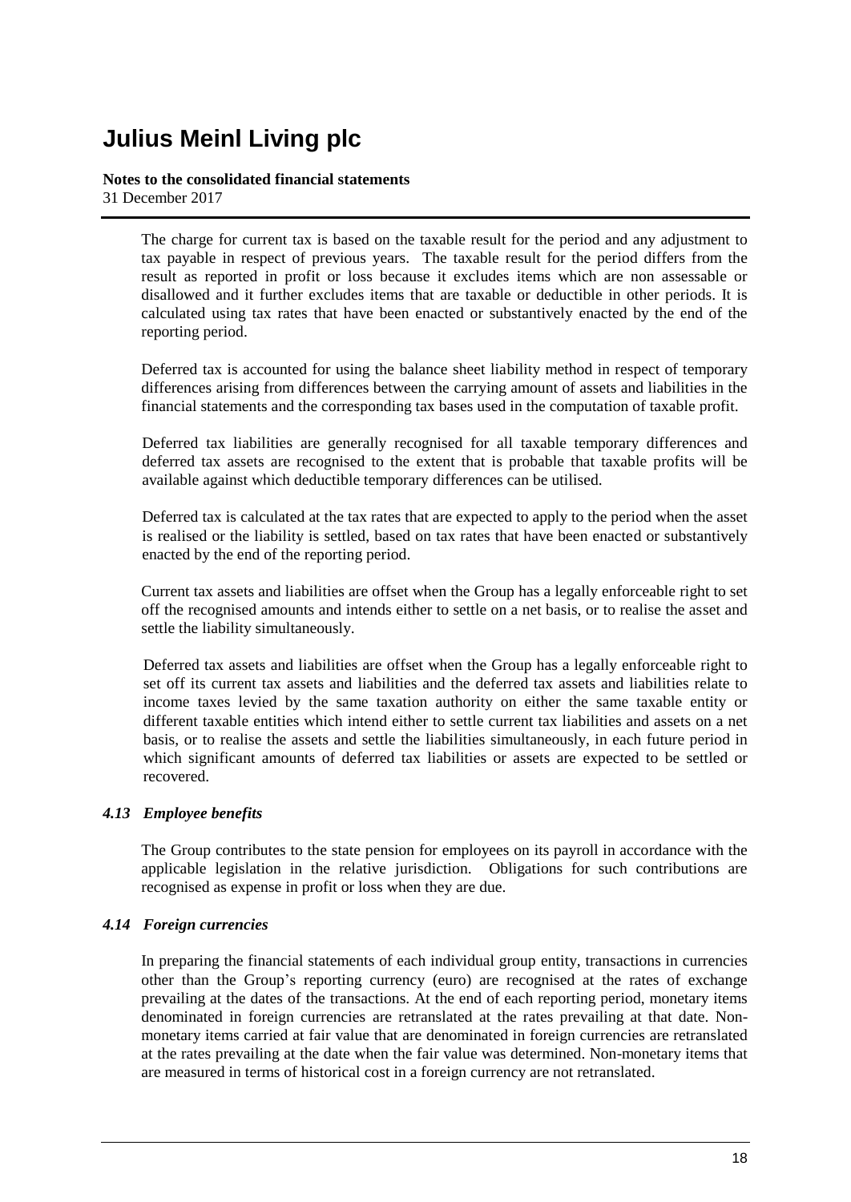The charge for current tax is based on the taxable result for the period and any adjustment to tax payable in respect of previous years. The taxable result for the period differs from the result as reported in profit or loss because it excludes items which are non assessable or disallowed and it further excludes items that are taxable or deductible in other periods. It is calculated using tax rates that have been enacted or substantively enacted by the end of the reporting period.

Deferred tax is accounted for using the balance sheet liability method in respect of temporary differences arising from differences between the carrying amount of assets and liabilities in the financial statements and the corresponding tax bases used in the computation of taxable profit.

Deferred tax liabilities are generally recognised for all taxable temporary differences and deferred tax assets are recognised to the extent that is probable that taxable profits will be available against which deductible temporary differences can be utilised.

Deferred tax is calculated at the tax rates that are expected to apply to the period when the asset is realised or the liability is settled, based on tax rates that have been enacted or substantively enacted by the end of the reporting period.

Current tax assets and liabilities are offset when the Group has a legally enforceable right to set off the recognised amounts and intends either to settle on a net basis, or to realise the asset and settle the liability simultaneously.

Deferred tax assets and liabilities are offset when the Group has a legally enforceable right to set off its current tax assets and liabilities and the deferred tax assets and liabilities relate to income taxes levied by the same taxation authority on either the same taxable entity or different taxable entities which intend either to settle current tax liabilities and assets on a net basis, or to realise the assets and settle the liabilities simultaneously, in each future period in which significant amounts of deferred tax liabilities or assets are expected to be settled or recovered.

### *4.13 Employee benefits*

The Group contributes to the state pension for employees on its payroll in accordance with the applicable legislation in the relative jurisdiction. Obligations for such contributions are recognised as expense in profit or loss when they are due.

### *4.14 Foreign currencies*

In preparing the financial statements of each individual group entity, transactions in currencies other than the Group's reporting currency (euro) are recognised at the rates of exchange prevailing at the dates of the transactions. At the end of each reporting period, monetary items denominated in foreign currencies are retranslated at the rates prevailing at that date. Non-monetary items carried at fair value that are denominated in foreign currencies are retranslated at the rates prevailing at the date when the fair value was determined. Non-monetary items that are measured in terms of historical cost in a foreign currency are not retranslated.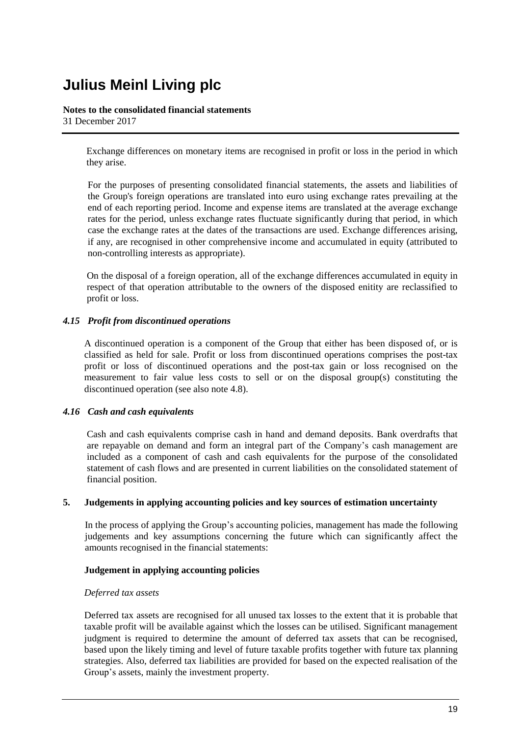Exchange differences on monetary items are recognised in profit or loss in the period in which they arise.

For the purposes of presenting consolidated financial statements, the assets and liabilities of the Group's foreign operations are translated into euro using exchange rates prevailing at the end of each reporting period. Income and expense items are translated at the average exchange rates for the period, unless exchange rates fluctuate significantly during that period, in which case the exchange rates at the dates of the transactions are used. Exchange differences arising, if any, are recognised in other comprehensive income and accumulated in equity (attributed to non-controlling interests as appropriate).

On the disposal of a foreign operation, all of the exchange differences accumulated in equity in respect of that operation attributable to the owners of the disposed enitity are reclassified to profit or loss.

### *4.15 Profit from discontinued operations*

A discontinued operation is a component of the Group that either has been disposed of, or is classified as held for sale. Profit or loss from discontinued operations comprises the post-tax profit or loss of discontinued operations and the post-tax gain or loss recognised on the measurement to fair value less costs to sell or on the disposal group(s) constituting the discontinued operation (see also note 4.8).

### *4.16 Cash and cash equivalents*

Cash and cash equivalents comprise cash in hand and demand deposits. Bank overdrafts that are repayable on demand and form an integral part of the Company's cash management are included as a component of cash and cash equivalents for the purpose of the consolidated statement of cash flows and are presented in current liabilities on the consolidated statement of financial position.

## 5. Judgements in applying accounting policies and key sources of estimation uncertainty

In the process of applying the Group's accounting policies, management has made the following judgements and key assumptions concerning the future which can significantly affect the amounts recognised in the financial statements:

### Judgement in applying accounting policies

*Deferred tax assets*

Deferred tax assets are recognised for all unused tax losses to the extent that it is probable that taxable profit will be available against which the losses can be utilised. Significant management judgment is required to determine the amount of deferred tax assets that can be recognised, based upon the likely timing and level of future taxable profits together with future tax planning strategies. Also, deferred tax liabilities are provided for based on the expected realisation of the Group's assets, mainly the investment property.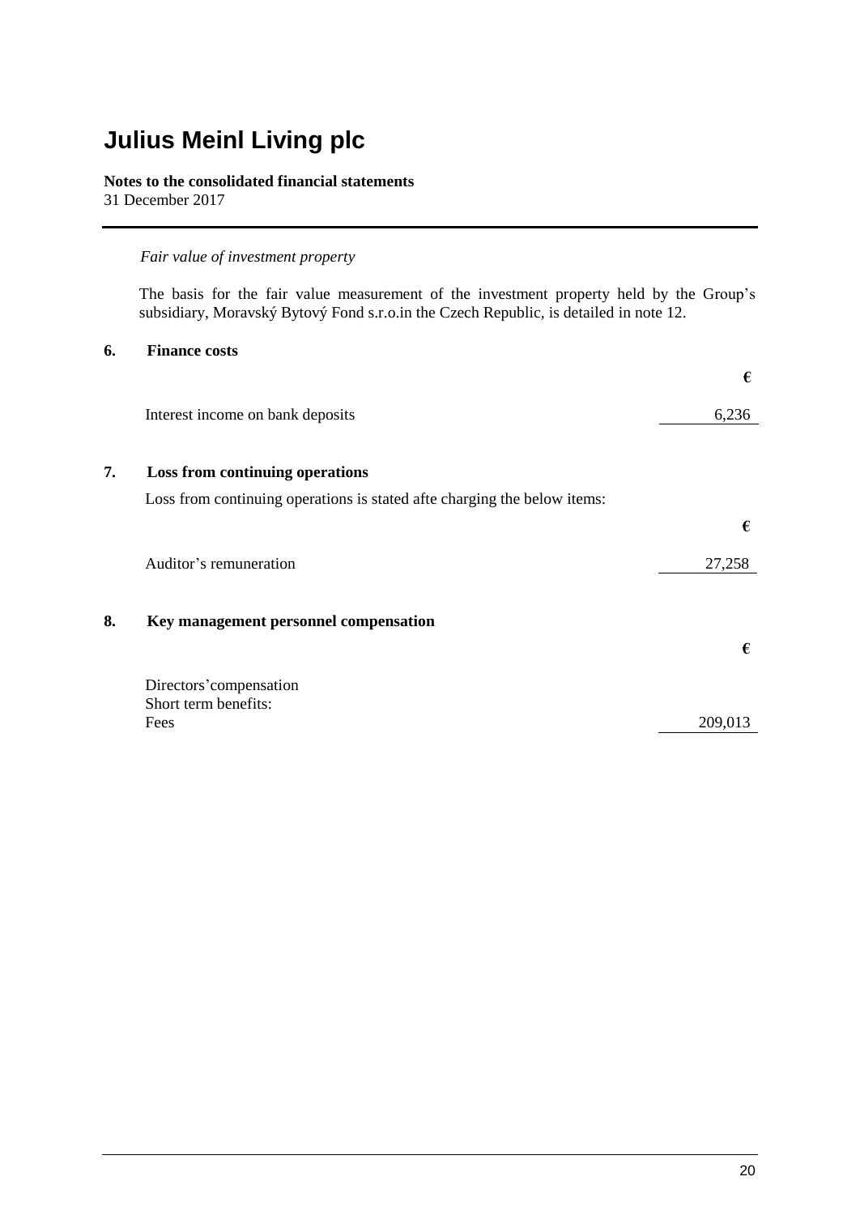# Julius Meinl Living plc

**Notes to the consolidated financial statements**
31 December 2017

*Fair value of investment property*

The basis for the fair value measurement of the investment property held by the Group's subsidiary, Moravský Bytový Fond s.r.o.in the Czech Republic, is detailed in note 12.

## 6. Finance costs

| | € |
|---|---|
| Interest income on bank deposits | 6,236 |

## 7. Loss from continuing operations

Loss from continuing operations is stated afte charging the below items:

| | € |
|---|---|
| Auditor's remuneration | 27,258 |

## 8. Key management personnel compensation

| | € |
|---|---|
| Directors'compensation | |
| Short term benefits: | |
| Fees | 209,013 |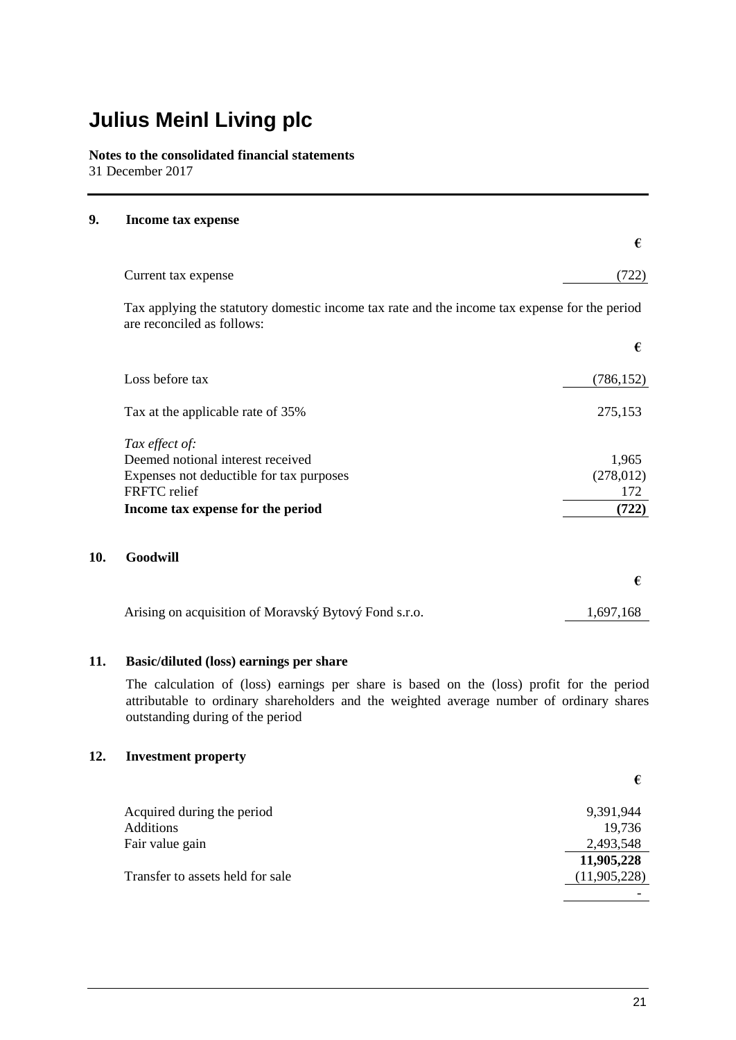# Julius Meinl Living plc

**Notes to the consolidated financial statements**
31 December 2017

## 9. Income tax expense

| | € |
|---|---|
| Current tax expense | (722) |

Tax applying the statutory domestic income tax rate and the income tax expense for the period are reconciled as follows:

| | € |
|---|---|
| Loss before tax | (786,152) |
| Tax at the applicable rate of 35% | 275,153 |
| *Tax effect of:* | |
| Deemed notional interest received | 1,965 |
| Expenses not deductible for tax purposes | (278,012) |
| FRFTC relief | 172 |
| **Income tax expense for the period** | **(722)** |

## 10. Goodwill

| | € |
|---|---|
| Arising on acquisition of Moravský Bytový Fond s.r.o. | 1,697,168 |

## 11. Basic/diluted (loss) earnings per share

The calculation of (loss) earnings per share is based on the (loss) profit for the period attributable to ordinary shareholders and the weighted average number of ordinary shares outstanding during of the period

## 12. Investment property

| | € |
|---|---|
| Acquired during the period | 9,391,944 |
| Additions | 19,736 |
| Fair value gain | 2,493,548 |
| | **11,905,228** |
| Transfer to assets held for sale | (11,905,228) |
| | - |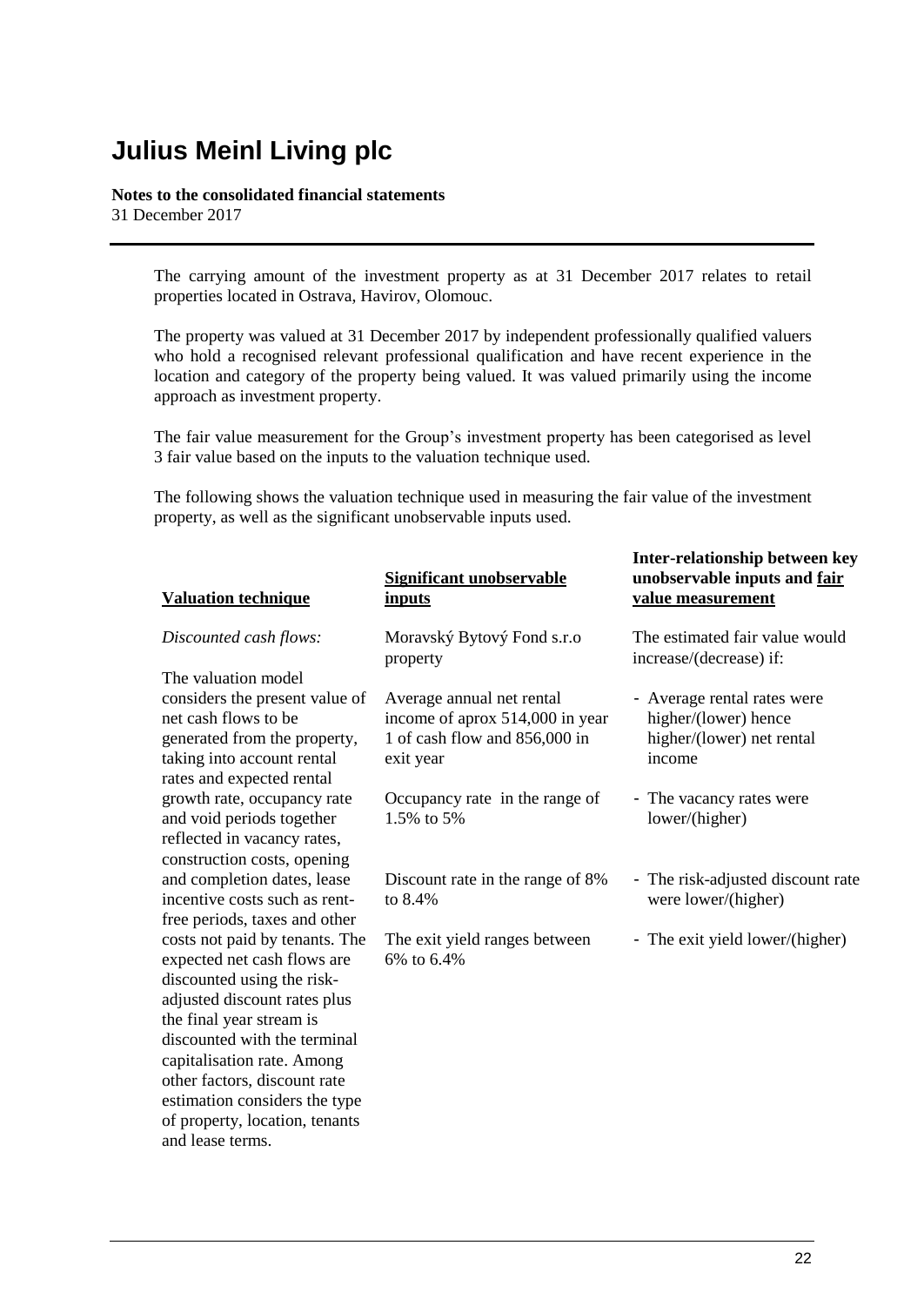# Julius Meinl Living plc

**Notes to the consolidated financial statements**
31 December 2017

The carrying amount of the investment property as at 31 December 2017 relates to retail properties located in Ostrava, Havirov, Olomouc.

The property was valued at 31 December 2017 by independent professionally qualified valuers who hold a recognised relevant professional qualification and have recent experience in the location and category of the property being valued. It was valued primarily using the income approach as investment property.

The fair value measurement for the Group's investment property has been categorised as level 3 fair value based on the inputs to the valuation technique used.

The following shows the valuation technique used in measuring the fair value of the investment property, as well as the significant unobservable inputs used.

| Valuation technique | Significant unobservable inputs | Inter-relationship between key unobservable inputs and fair value measurement |
|---|---|---|
| *Discounted cash flows:* | Moravský Bytový Fond s.r.o property | The estimated fair value would increase/(decrease) if: |
| The valuation model considers the present value of net cash flows to be generated from the property, taking into account rental rates and expected rental growth rate, occupancy rate and void periods together reflected in vacancy rates, construction costs, opening and completion dates, lease incentive costs such as rent-free periods, taxes and other costs not paid by tenants. The expected net cash flows are discounted using the risk-adjusted discount rates plus the final year stream is discounted with the terminal capitalisation rate. Among other factors, discount rate estimation considers the type of property, location, tenants and lease terms. | Average annual net rental income of aprox 514,000 in year 1 of cash flow and 856,000 in exit year<br><br>Occupancy rate in the range of 1.5% to 5%<br><br>Discount rate in the range of 8% to 8.4%<br><br>The exit yield ranges between 6% to 6.4% | - Average rental rates were higher/(lower) hence higher/(lower) net rental income<br><br>- The vacancy rates were lower/(higher)<br><br>- The risk-adjusted discount rate were lower/(higher)<br><br>- The exit yield lower/(higher) |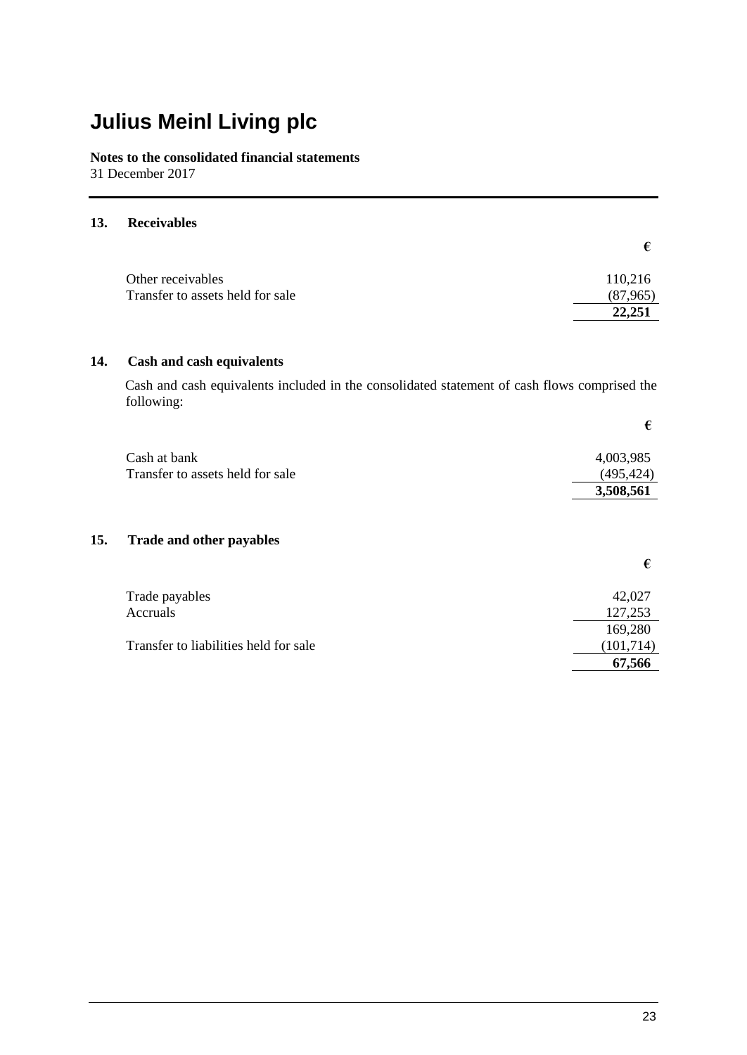# Julius Meinl Living plc

**Notes to the consolidated financial statements**
31 December 2017

## 13. Receivables

| | € |
|---|---|
| Other receivables | 110,216 |
| Transfer to assets held for sale | (87,965) |
| | **22,251** |

## 14. Cash and cash equivalents

Cash and cash equivalents included in the consolidated statement of cash flows comprised the following:

| | € |
|---|---|
| Cash at bank | 4,003,985 |
| Transfer to assets held for sale | (495,424) |
| | **3,508,561** |

## 15. Trade and other payables

| | € |
|---|---|
| Trade payables | 42,027 |
| Accruals | 127,253 |
| | 169,280 |
| Transfer to liabilities held for sale | (101,714) |
| | **67,566** |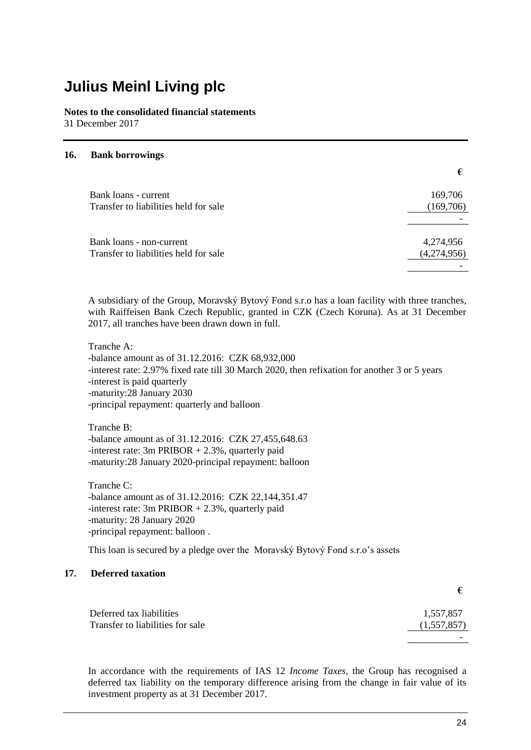# Julius Meinl Living plc

**Notes to the consolidated financial statements**
31 December 2017

## 16. Bank borrowings

| | € |
|---|---|
| Bank loans - current | 169,706 |
| Transfer to liabilities held for sale | (169,706) |
| | - |
| Bank loans - non-current | 4,274,956 |
| Transfer to liabilities held for sale | (4,274,956) |
| | - |

A subsidiary of the Group, Moravský Bytový Fond s.r.o has a loan facility with three tranches, with Raiffeisen Bank Czech Republic, granted in CZK (Czech Koruna). As at 31 December 2017, all tranches have been drawn down in full.

Tranche A:
-balance amount as of 31.12.2016: CZK 68,932,000
-interest rate: 2.97% fixed rate till 30 March 2020, then refixation for another 3 or 5 years
-interest is paid quarterly
-maturity:28 January 2030
-principal repayment: quarterly and balloon

Tranche B:
-balance amount as of 31.12.2016: CZK 27,455,648.63
-interest rate: 3m PRIBOR + 2.3%, quarterly paid
-maturity:28 January 2020-principal repayment: balloon

Tranche C:
-balance amount as of 31.12.2016: CZK 22,144,351.47
-interest rate: 3m PRIBOR + 2.3%, quarterly paid
-maturity: 28 January 2020
-principal repayment: balloon .

This loan is secured by a pledge over the Moravský Bytový Fond s.r.o's assets

## 17. Deferred taxation

| | € |
|---|---|
| Deferred tax liabilities | 1,557,857 |
| Transfer to liabilities for sale | (1,557,857) |
| | - |

In accordance with the requirements of IAS 12 *Income Taxes*, the Group has recognised a deferred tax liability on the temporary difference arising from the change in fair value of its investment property as at 31 December 2017.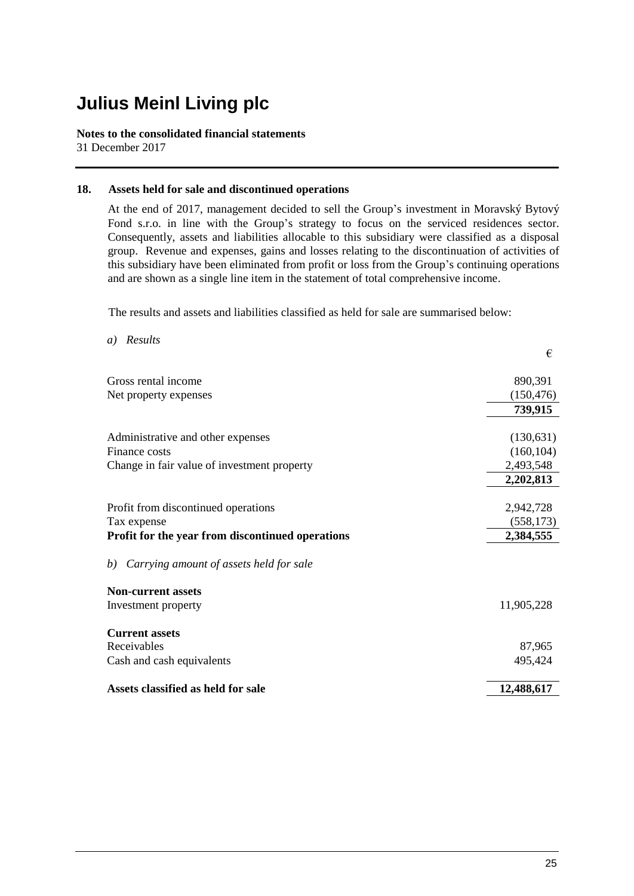# Julius Meinl Living plc

**Notes to the consolidated financial statements**
31 December 2017

## 18. Assets held for sale and discontinued operations

At the end of 2017, management decided to sell the Group's investment in Moravský Bytový Fond s.r.o. in line with the Group's strategy to focus on the serviced residences sector. Consequently, assets and liabilities allocable to this subsidiary were classified as a disposal group. Revenue and expenses, gains and losses relating to the discontinuation of activities of this subsidiary have been eliminated from profit or loss from the Group's continuing operations and are shown as a single line item in the statement of total comprehensive income.

The results and assets and liabilities classified as held for sale are summarised below:

*a) Results*

| | € |
|---|---|
| Gross rental income | 890,391 |
| Net property expenses | (150,476) |
| | **739,915** |
| | |
| Administrative and other expenses | (130,631) |
| Finance costs | (160,104) |
| Change in fair value of investment property | 2,493,548 |
| | **2,202,813** |
| | |
| Profit from discontinued operations | 2,942,728 |
| Tax expense | (558,173) |
| **Profit for the year from discontinued operations** | **2,384,555** |

*b) Carrying amount of assets held for sale*

| | |
|---|---|
| **Non-current assets** | |
| Investment property | 11,905,228 |
| | |
| **Current assets** | |
| Receivables | 87,965 |
| Cash and cash equivalents | 495,424 |
| | |
| **Assets classified as held for sale** | **12,488,617** |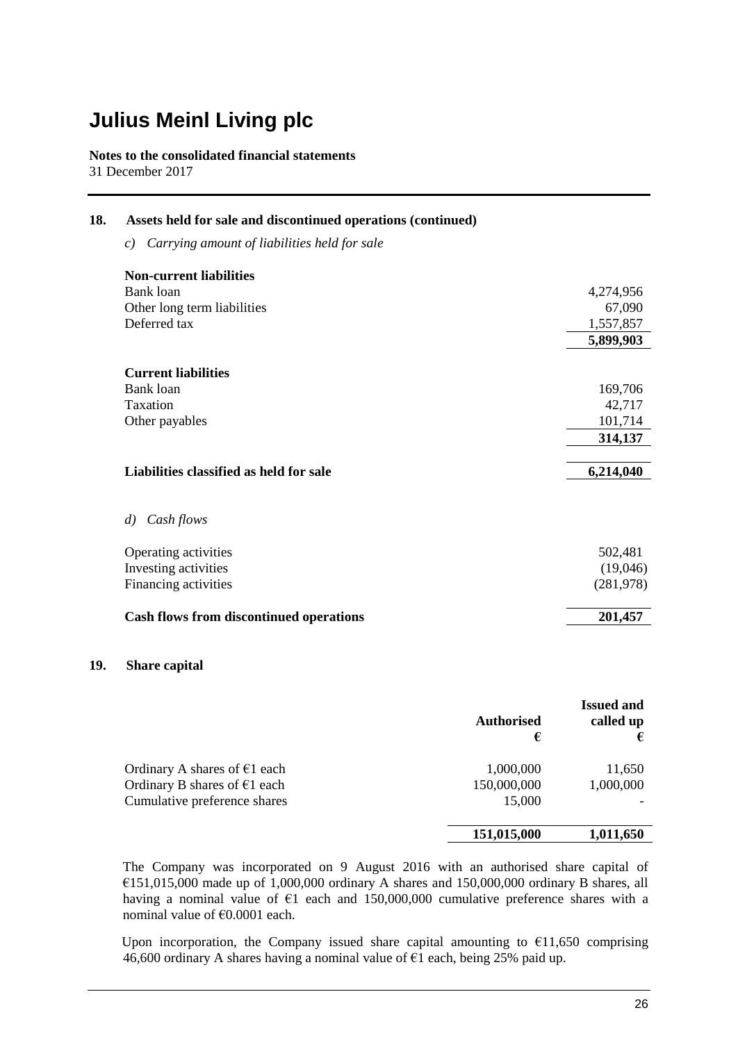# Julius Meinl Living plc

**Notes to the consolidated financial statements**
31 December 2017

## 18. Assets held for sale and discontinued operations (continued)

*c) Carrying amount of liabilities held for sale*

| | |
|---|---:|
| **Non-current liabilities** | |
| Bank loan | 4,274,956 |
| Other long term liabilities | 67,090 |
| Deferred tax | 1,557,857 |
| | **5,899,903** |
| **Current liabilities** | |
| Bank loan | 169,706 |
| Taxation | 42,717 |
| Other payables | 101,714 |
| | **314,137** |
| **Liabilities classified as held for sale** | **6,214,040** |

*d) Cash flows*

| | |
|---|---:|
| Operating activities | 502,481 |
| Investing activities | (19,046) |
| Financing activities | (281,978) |
| **Cash flows from discontinued operations** | **201,457** |

## 19. Share capital

| | Authorised € | Issued and called up € |
|---|---:|---:|
| Ordinary A shares of €1 each | 1,000,000 | 11,650 |
| Ordinary B shares of €1 each | 150,000,000 | 1,000,000 |
| Cumulative preference shares | 15,000 | - |
| | **151,015,000** | **1,011,650** |

The Company was incorporated on 9 August 2016 with an authorised share capital of €151,015,000 made up of 1,000,000 ordinary A shares and 150,000,000 ordinary B shares, all having a nominal value of €1 each and 150,000,000 cumulative preference shares with a nominal value of €0.0001 each.

Upon incorporation, the Company issued share capital amounting to €11,650 comprising 46,600 ordinary A shares having a nominal value of €1 each, being 25% paid up.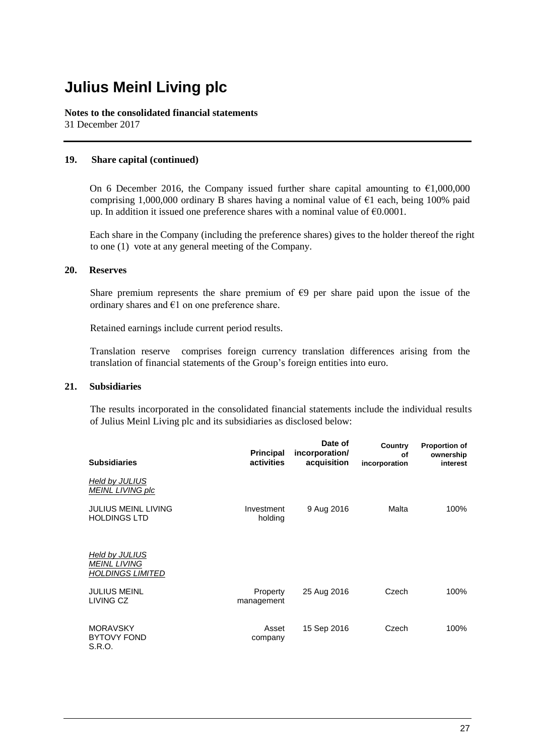# Julius Meinl Living plc

**Notes to the consolidated financial statements**
31 December 2017

## 19. Share capital (continued)

On 6 December 2016, the Company issued further share capital amounting to €1,000,000 comprising 1,000,000 ordinary B shares having a nominal value of €1 each, being 100% paid up. In addition it issued one preference shares with a nominal value of €0.0001.

Each share in the Company (including the preference shares) gives to the holder thereof the right to one (1) vote at any general meeting of the Company.

## 20. Reserves

Share premium represents the share premium of €9 per share paid upon the issue of the ordinary shares and €1 on one preference share.

Retained earnings include current period results.

Translation reserve comprises foreign currency translation differences arising from the translation of financial statements of the Group's foreign entities into euro.

## 21. Subsidiaries

The results incorporated in the consolidated financial statements include the individual results of Julius Meinl Living plc and its subsidiaries as disclosed below:

| Subsidiaries | Principal activities | Date of incorporation/ acquisition | Country of incorporation | Proportion of ownership interest |
|---|---|---|---|---|
| *Held by JULIUS MEINL LIVING plc* | | | | |
| JULIUS MEINL LIVING HOLDINGS LTD | Investment holding | 9 Aug 2016 | Malta | 100% |
| *Held by JULIUS MEINL LIVING HOLDINGS LIMITED* | | | | |
| JULIUS MEINL LIVING CZ | Property management | 25 Aug 2016 | Czech | 100% |
| MORAVSKY BYTOVY FOND S.R.O. | Asset company | 15 Sep 2016 | Czech | 100% |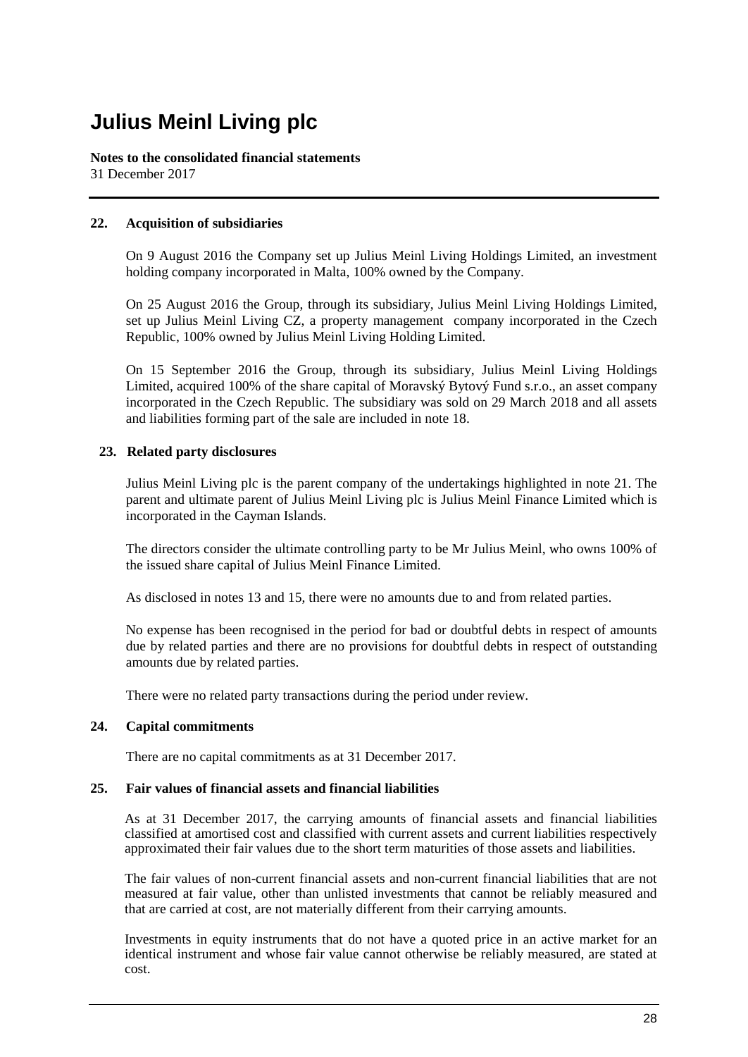# Julius Meinl Living plc

**Notes to the consolidated financial statements**
31 December 2017

## 22. Acquisition of subsidiaries

On 9 August 2016 the Company set up Julius Meinl Living Holdings Limited, an investment holding company incorporated in Malta, 100% owned by the Company.

On 25 August 2016 the Group, through its subsidiary, Julius Meinl Living Holdings Limited, set up Julius Meinl Living CZ, a property management company incorporated in the Czech Republic, 100% owned by Julius Meinl Living Holding Limited.

On 15 September 2016 the Group, through its subsidiary, Julius Meinl Living Holdings Limited, acquired 100% of the share capital of Moravský Bytový Fund s.r.o., an asset company incorporated in the Czech Republic. The subsidiary was sold on 29 March 2018 and all assets and liabilities forming part of the sale are included in note 18.

## 23. Related party disclosures

Julius Meinl Living plc is the parent company of the undertakings highlighted in note 21. The parent and ultimate parent of Julius Meinl Living plc is Julius Meinl Finance Limited which is incorporated in the Cayman Islands.

The directors consider the ultimate controlling party to be Mr Julius Meinl, who owns 100% of the issued share capital of Julius Meinl Finance Limited.

As disclosed in notes 13 and 15, there were no amounts due to and from related parties.

No expense has been recognised in the period for bad or doubtful debts in respect of amounts due by related parties and there are no provisions for doubtful debts in respect of outstanding amounts due by related parties.

There were no related party transactions during the period under review.

## 24. Capital commitments

There are no capital commitments as at 31 December 2017.

## 25. Fair values of financial assets and financial liabilities

As at 31 December 2017, the carrying amounts of financial assets and financial liabilities classified at amortised cost and classified with current assets and current liabilities respectively approximated their fair values due to the short term maturities of those assets and liabilities.

The fair values of non-current financial assets and non-current financial liabilities that are not measured at fair value, other than unlisted investments that cannot be reliably measured and that are carried at cost, are not materially different from their carrying amounts.

Investments in equity instruments that do not have a quoted price in an active market for an identical instrument and whose fair value cannot otherwise be reliably measured, are stated at cost.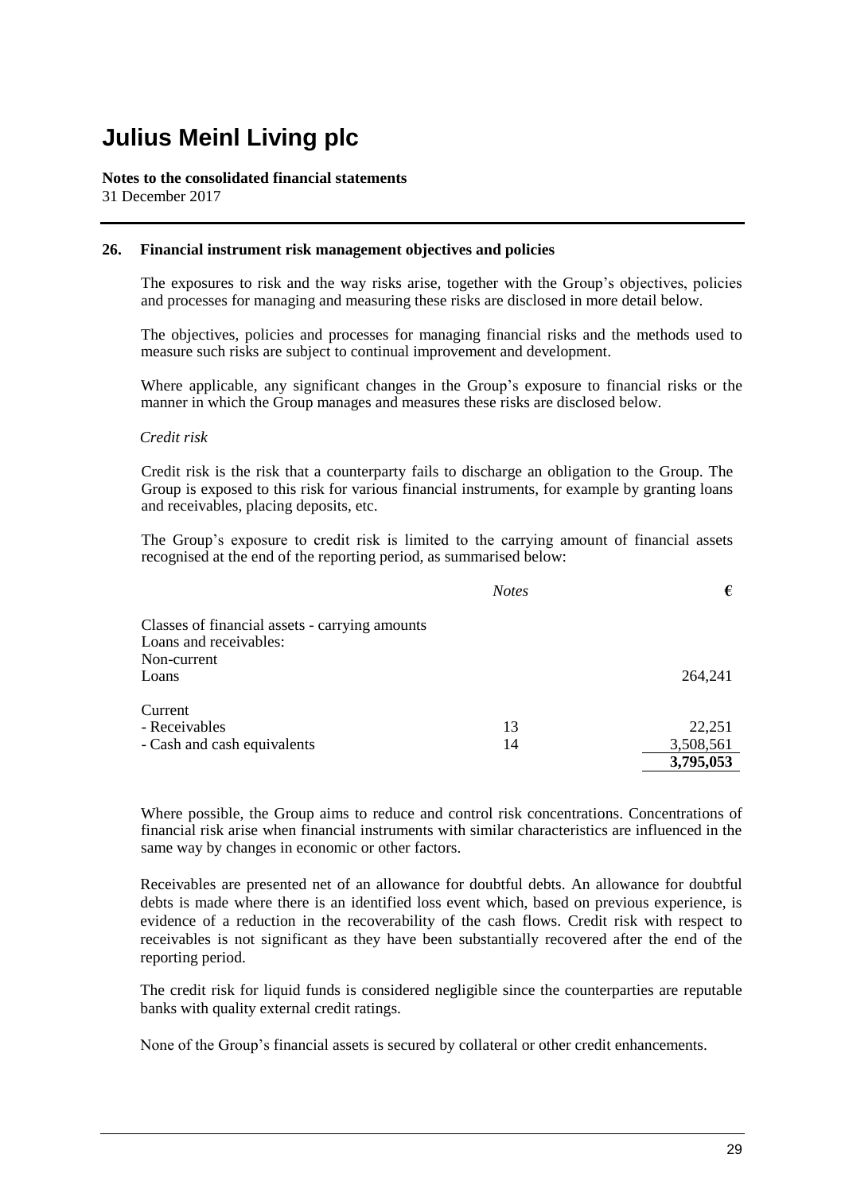# Julius Meinl Living plc

**Notes to the consolidated financial statements**
31 December 2017

## 26. Financial instrument risk management objectives and policies

The exposures to risk and the way risks arise, together with the Group's objectives, policies and processes for managing and measuring these risks are disclosed in more detail below.

The objectives, policies and processes for managing financial risks and the methods used to measure such risks are subject to continual improvement and development.

Where applicable, any significant changes in the Group's exposure to financial risks or the manner in which the Group manages and measures these risks are disclosed below.

*Credit risk*

Credit risk is the risk that a counterparty fails to discharge an obligation to the Group. The Group is exposed to this risk for various financial instruments, for example by granting loans and receivables, placing deposits, etc.

The Group's exposure to credit risk is limited to the carrying amount of financial assets recognised at the end of the reporting period, as summarised below:

| | *Notes* | € |
|---|---|---|
| Classes of financial assets - carrying amounts | | |
| Loans and receivables: | | |
| Non-current | | |
| Loans | | 264,241 |
| Current | | |
| - Receivables | 13 | 22,251 |
| - Cash and cash equivalents | 14 | 3,508,561 |
| | | **3,795,053** |

Where possible, the Group aims to reduce and control risk concentrations. Concentrations of financial risk arise when financial instruments with similar characteristics are influenced in the same way by changes in economic or other factors.

Receivables are presented net of an allowance for doubtful debts. An allowance for doubtful debts is made where there is an identified loss event which, based on previous experience, is evidence of a reduction in the recoverability of the cash flows. Credit risk with respect to receivables is not significant as they have been substantially recovered after the end of the reporting period.

The credit risk for liquid funds is considered negligible since the counterparties are reputable banks with quality external credit ratings.

None of the Group's financial assets is secured by collateral or other credit enhancements.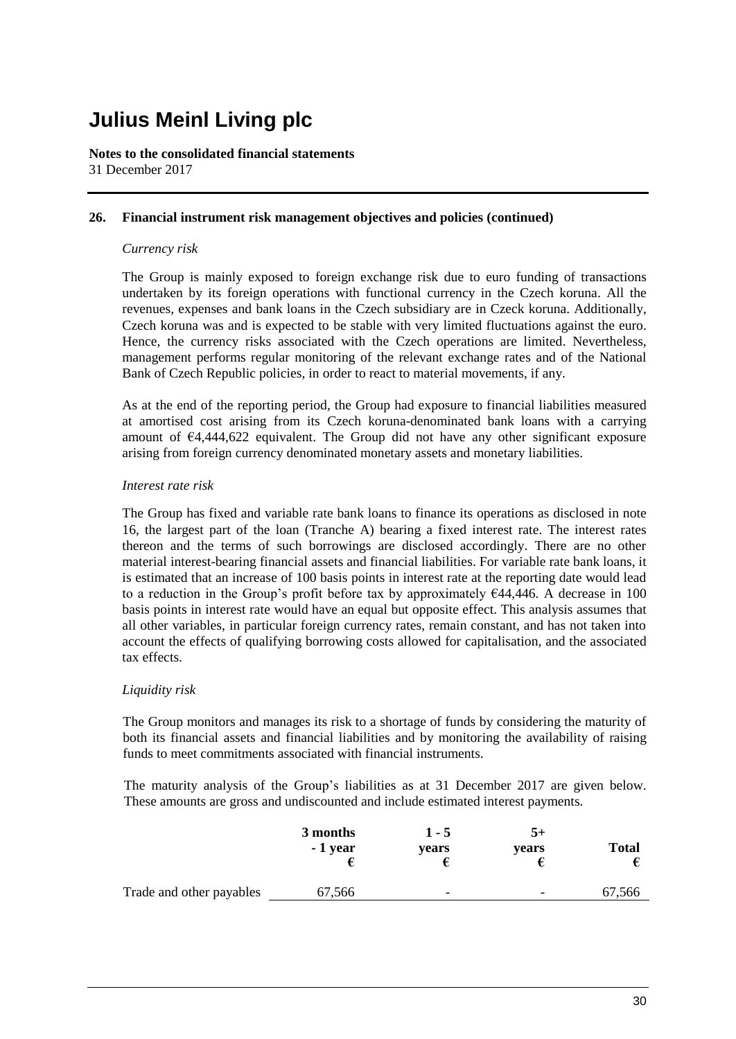# Julius Meinl Living plc

**Notes to the consolidated financial statements**
31 December 2017

**26. Financial instrument risk management objectives and policies (continued)**

*Currency risk*

The Group is mainly exposed to foreign exchange risk due to euro funding of transactions undertaken by its foreign operations with functional currency in the Czech koruna. All the revenues, expenses and bank loans in the Czech subsidiary are in Czeck koruna. Additionally, Czech koruna was and is expected to be stable with very limited fluctuations against the euro. Hence, the currency risks associated with the Czech operations are limited. Nevertheless, management performs regular monitoring of the relevant exchange rates and of the National Bank of Czech Republic policies, in order to react to material movements, if any.

As at the end of the reporting period, the Group had exposure to financial liabilities measured at amortised cost arising from its Czech koruna-denominated bank loans with a carrying amount of €4,444,622 equivalent. The Group did not have any other significant exposure arising from foreign currency denominated monetary assets and monetary liabilities.

*Interest rate risk*

The Group has fixed and variable rate bank loans to finance its operations as disclosed in note 16, the largest part of the loan (Tranche A) bearing a fixed interest rate. The interest rates thereon and the terms of such borrowings are disclosed accordingly. There are no other material interest-bearing financial assets and financial liabilities. For variable rate bank loans, it is estimated that an increase of 100 basis points in interest rate at the reporting date would lead to a reduction in the Group's profit before tax by approximately €44,446. A decrease in 100 basis points in interest rate would have an equal but opposite effect. This analysis assumes that all other variables, in particular foreign currency rates, remain constant, and has not taken into account the effects of qualifying borrowing costs allowed for capitalisation, and the associated tax effects.

*Liquidity risk*

The Group monitors and manages its risk to a shortage of funds by considering the maturity of both its financial assets and financial liabilities and by monitoring the availability of raising funds to meet commitments associated with financial instruments.

The maturity analysis of the Group's liabilities as at 31 December 2017 are given below. These amounts are gross and undiscounted and include estimated interest payments.

| | 3 months - 1 year € | 1 - 5 years € | 5+ years € | Total € |
|---|---|---|---|---|
| Trade and other payables | 67,566 | - | - | 67,566 |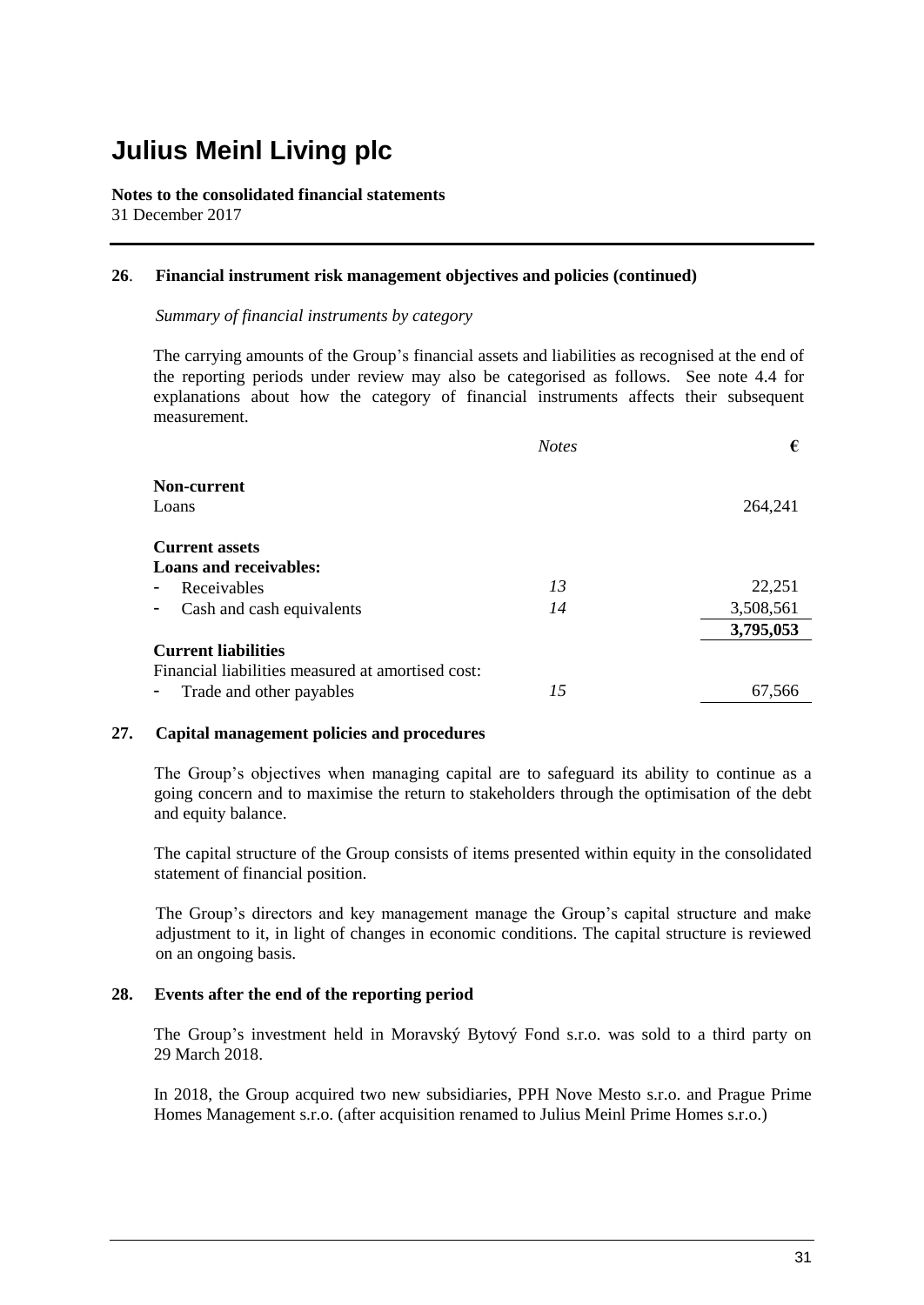# Julius Meinl Living plc

**Notes to the consolidated financial statements**
31 December 2017

## 26. Financial instrument risk management objectives and policies (continued)

*Summary of financial instruments by category*

The carrying amounts of the Group's financial assets and liabilities as recognised at the end of the reporting periods under review may also be categorised as follows. See note 4.4 for explanations about how the category of financial instruments affects their subsequent measurement.

| | *Notes* | € |
|---|---|---|
| **Non-current** | | |
| Loans | | 264,241 |
| **Current assets** | | |
| **Loans and receivables:** | | |
| - Receivables | *13* | 22,251 |
| - Cash and cash equivalents | *14* | 3,508,561 |
| | | **3,795,053** |
| **Current liabilities** | | |
| Financial liabilities measured at amortised cost: | | |
| - Trade and other payables | *15* | 67,566 |

## 27. Capital management policies and procedures

The Group's objectives when managing capital are to safeguard its ability to continue as a going concern and to maximise the return to stakeholders through the optimisation of the debt and equity balance.

The capital structure of the Group consists of items presented within equity in the consolidated statement of financial position.

The Group's directors and key management manage the Group's capital structure and make adjustment to it, in light of changes in economic conditions. The capital structure is reviewed on an ongoing basis.

## 28. Events after the end of the reporting period

The Group's investment held in Moravský Bytový Fond s.r.o. was sold to a third party on 29 March 2018.

In 2018, the Group acquired two new subsidiaries, PPH Nove Mesto s.r.o. and Prague Prime Homes Management s.r.o. (after acquisition renamed to Julius Meinl Prime Homes s.r.o.)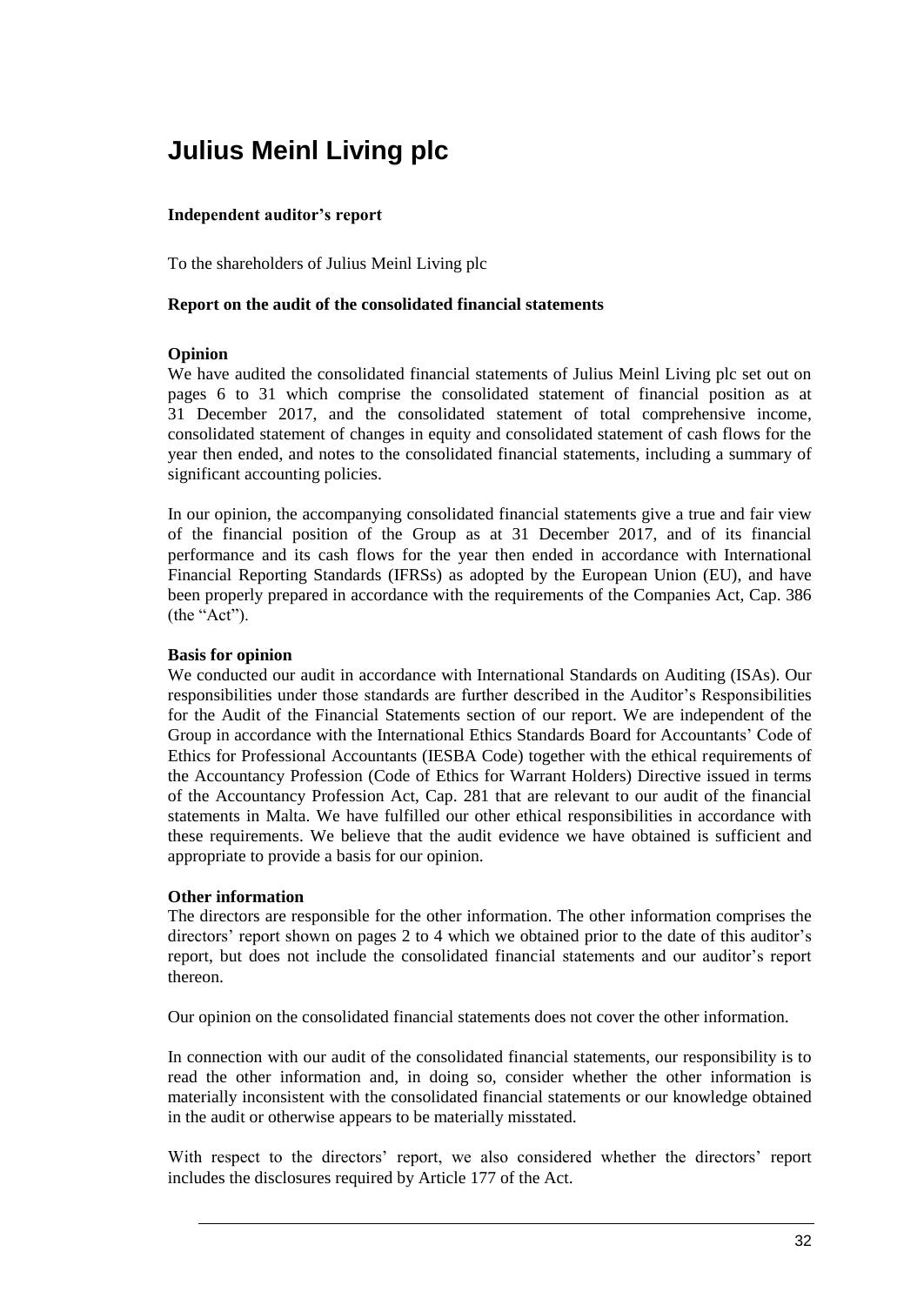# Julius Meinl Living plc

**Independent auditor's report**

To the shareholders of Julius Meinl Living plc

**Report on the audit of the consolidated financial statements**

**Opinion**

We have audited the consolidated financial statements of Julius Meinl Living plc set out on pages 6 to 31 which comprise the consolidated statement of financial position as at 31 December 2017, and the consolidated statement of total comprehensive income, consolidated statement of changes in equity and consolidated statement of cash flows for the year then ended, and notes to the consolidated financial statements, including a summary of significant accounting policies.

In our opinion, the accompanying consolidated financial statements give a true and fair view of the financial position of the Group as at 31 December 2017, and of its financial performance and its cash flows for the year then ended in accordance with International Financial Reporting Standards (IFRSs) as adopted by the European Union (EU), and have been properly prepared in accordance with the requirements of the Companies Act, Cap. 386 (the "Act").

**Basis for opinion**

We conducted our audit in accordance with International Standards on Auditing (ISAs). Our responsibilities under those standards are further described in the Auditor's Responsibilities for the Audit of the Financial Statements section of our report. We are independent of the Group in accordance with the International Ethics Standards Board for Accountants' Code of Ethics for Professional Accountants (IESBA Code) together with the ethical requirements of the Accountancy Profession (Code of Ethics for Warrant Holders) Directive issued in terms of the Accountancy Profession Act, Cap. 281 that are relevant to our audit of the financial statements in Malta. We have fulfilled our other ethical responsibilities in accordance with these requirements. We believe that the audit evidence we have obtained is sufficient and appropriate to provide a basis for our opinion.

**Other information**

The directors are responsible for the other information. The other information comprises the directors' report shown on pages 2 to 4 which we obtained prior to the date of this auditor's report, but does not include the consolidated financial statements and our auditor's report thereon.

Our opinion on the consolidated financial statements does not cover the other information.

In connection with our audit of the consolidated financial statements, our responsibility is to read the other information and, in doing so, consider whether the other information is materially inconsistent with the consolidated financial statements or our knowledge obtained in the audit or otherwise appears to be materially misstated.

With respect to the directors' report, we also considered whether the directors' report includes the disclosures required by Article 177 of the Act.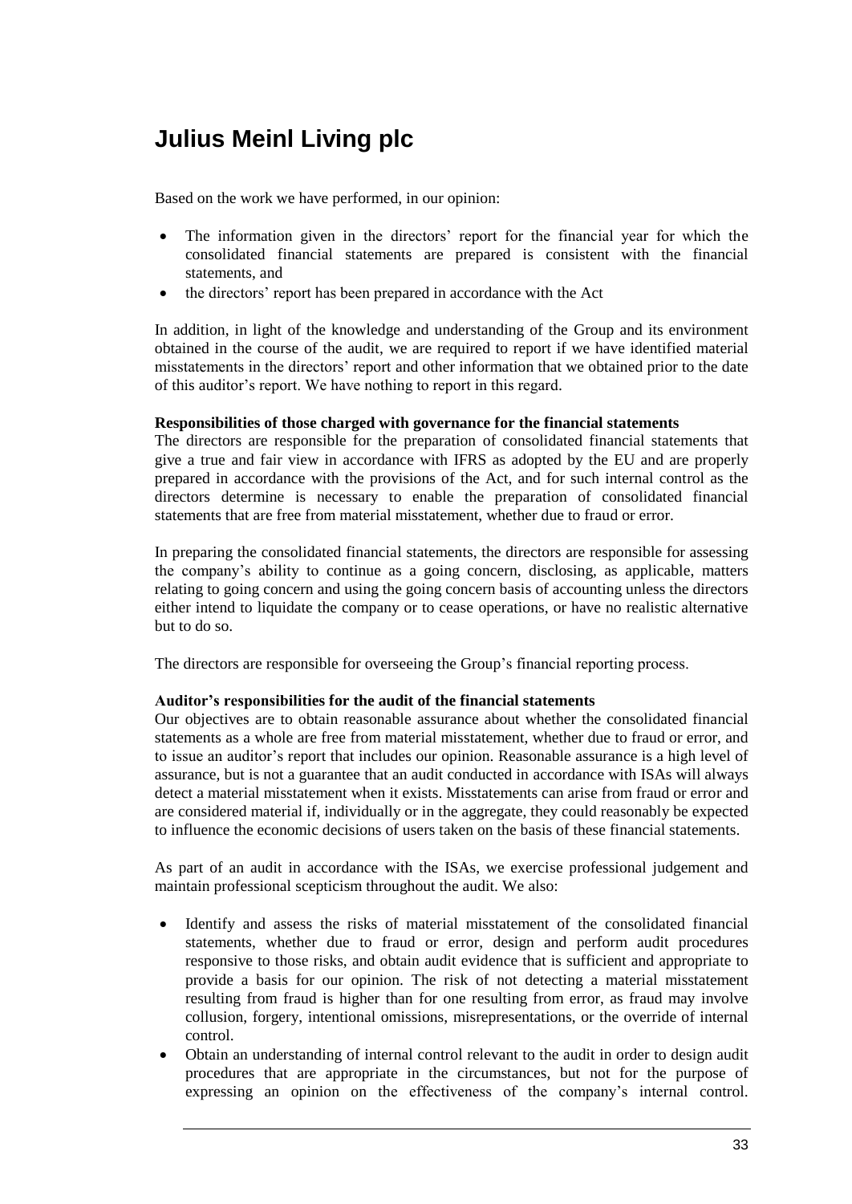# Julius Meinl Living plc

Based on the work we have performed, in our opinion:

- The information given in the directors' report for the financial year for which the consolidated financial statements are prepared is consistent with the financial statements, and
- the directors' report has been prepared in accordance with the Act

In addition, in light of the knowledge and understanding of the Group and its environment obtained in the course of the audit, we are required to report if we have identified material misstatements in the directors' report and other information that we obtained prior to the date of this auditor's report. We have nothing to report in this regard.

**Responsibilities of those charged with governance for the financial statements**

The directors are responsible for the preparation of consolidated financial statements that give a true and fair view in accordance with IFRS as adopted by the EU and are properly prepared in accordance with the provisions of the Act, and for such internal control as the directors determine is necessary to enable the preparation of consolidated financial statements that are free from material misstatement, whether due to fraud or error.

In preparing the consolidated financial statements, the directors are responsible for assessing the company's ability to continue as a going concern, disclosing, as applicable, matters relating to going concern and using the going concern basis of accounting unless the directors either intend to liquidate the company or to cease operations, or have no realistic alternative but to do so.

The directors are responsible for overseeing the Group's financial reporting process.

**Auditor's responsibilities for the audit of the financial statements**

Our objectives are to obtain reasonable assurance about whether the consolidated financial statements as a whole are free from material misstatement, whether due to fraud or error, and to issue an auditor's report that includes our opinion. Reasonable assurance is a high level of assurance, but is not a guarantee that an audit conducted in accordance with ISAs will always detect a material misstatement when it exists. Misstatements can arise from fraud or error and are considered material if, individually or in the aggregate, they could reasonably be expected to influence the economic decisions of users taken on the basis of these financial statements.

As part of an audit in accordance with the ISAs, we exercise professional judgement and maintain professional scepticism throughout the audit. We also:

- Identify and assess the risks of material misstatement of the consolidated financial statements, whether due to fraud or error, design and perform audit procedures responsive to those risks, and obtain audit evidence that is sufficient and appropriate to provide a basis for our opinion. The risk of not detecting a material misstatement resulting from fraud is higher than for one resulting from error, as fraud may involve collusion, forgery, intentional omissions, misrepresentations, or the override of internal control.
- Obtain an understanding of internal control relevant to the audit in order to design audit procedures that are appropriate in the circumstances, but not for the purpose of expressing an opinion on the effectiveness of the company's internal control.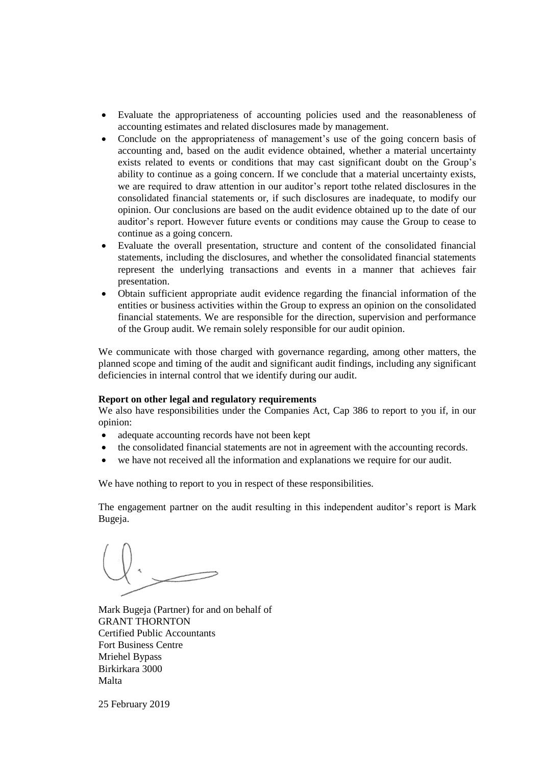- Evaluate the appropriateness of accounting policies used and the reasonableness of accounting estimates and related disclosures made by management.
- Conclude on the appropriateness of management's use of the going concern basis of accounting and, based on the audit evidence obtained, whether a material uncertainty exists related to events or conditions that may cast significant doubt on the Group's ability to continue as a going concern. If we conclude that a material uncertainty exists, we are required to draw attention in our auditor's report tothe related disclosures in the consolidated financial statements or, if such disclosures are inadequate, to modify our opinion. Our conclusions are based on the audit evidence obtained up to the date of our auditor's report. However future events or conditions may cause the Group to cease to continue as a going concern.
- Evaluate the overall presentation, structure and content of the consolidated financial statements, including the disclosures, and whether the consolidated financial statements represent the underlying transactions and events in a manner that achieves fair presentation.
- Obtain sufficient appropriate audit evidence regarding the financial information of the entities or business activities within the Group to express an opinion on the consolidated financial statements. We are responsible for the direction, supervision and performance of the Group audit. We remain solely responsible for our audit opinion.

We communicate with those charged with governance regarding, among other matters, the planned scope and timing of the audit and significant audit findings, including any significant deficiencies in internal control that we identify during our audit.

**Report on other legal and regulatory requirements**

We also have responsibilities under the Companies Act, Cap 386 to report to you if, in our opinion:

- adequate accounting records have not been kept
- the consolidated financial statements are not in agreement with the accounting records.
- we have not received all the information and explanations we require for our audit.

We have nothing to report to you in respect of these responsibilities.

The engagement partner on the audit resulting in this independent auditor's report is Mark Bugeja.

Mark Bugeja (Partner) for and on behalf of
GRANT THORNTON
Certified Public Accountants
Fort Business Centre
Mriehel Bypass
Birkirkara 3000
Malta

25 February 2019